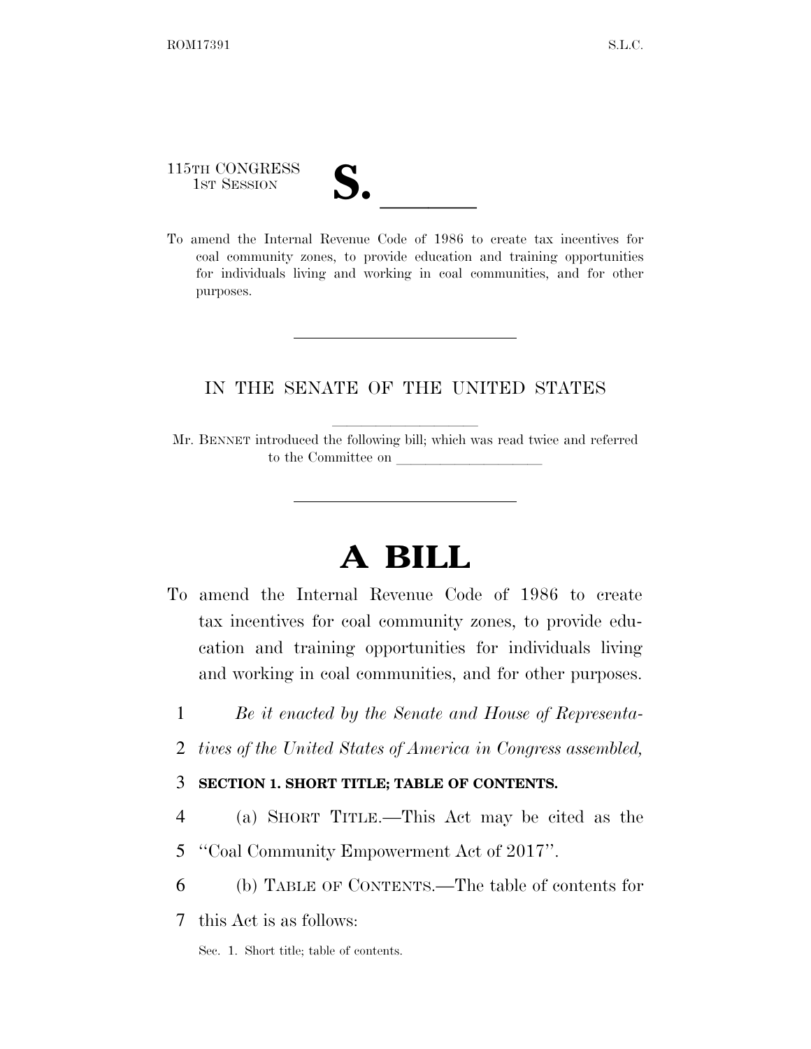115TH CONGRESS
1ST SESSION

**S. \_\_\_\_\_\_**

To amend the Internal Revenue Code of 1986 to create tax incentives for coal community zones, to provide education and training opportunities for individuals living and working in coal communities, and for other purposes.

---

IN THE SENATE OF THE UNITED STATES

Mr. BENNET introduced the following bill; which was read twice and referred to the Committee on \_\_\_\_\_\_\_\_\_\_\_\_\_\_\_\_\_\_\_\_

---

# A BILL

To amend the Internal Revenue Code of 1986 to create tax incentives for coal community zones, to provide education and training opportunities for individuals living and working in coal communities, and for other purposes.

1 *Be it enacted by the Senate and House of Representa-*
2 *tives of the United States of America in Congress assembled,*

3 **SECTION 1. SHORT TITLE; TABLE OF CONTENTS.**

4 (a) SHORT TITLE.—This Act may be cited as the
5 "Coal Community Empowerment Act of 2017".

6 (b) TABLE OF CONTENTS.—The table of contents for
7 this Act is as follows:

Sec. 1. Short title; table of contents.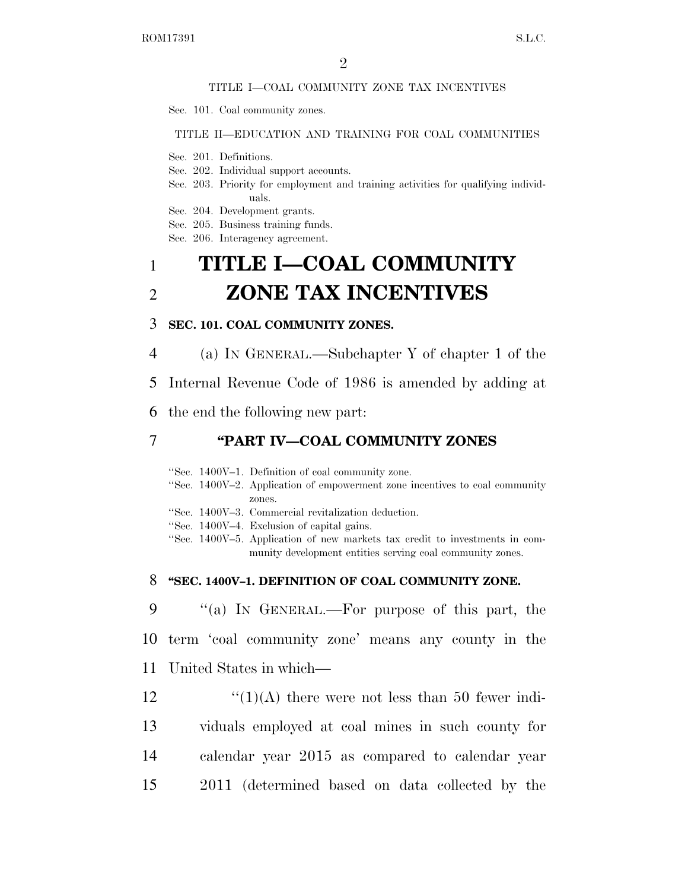TITLE I—COAL COMMUNITY ZONE TAX INCENTIVES

Sec. 101. Coal community zones.

TITLE II—EDUCATION AND TRAINING FOR COAL COMMUNITIES

Sec. 201. Definitions.
Sec. 202. Individual support accounts.
Sec. 203. Priority for employment and training activities for qualifying individuals.
Sec. 204. Development grants.
Sec. 205. Business training funds.
Sec. 206. Interagency agreement.

# TITLE I—COAL COMMUNITY ZONE TAX INCENTIVES

### SEC. 101. COAL COMMUNITY ZONES.

(a) IN GENERAL.—Subchapter Y of chapter 1 of the Internal Revenue Code of 1986 is amended by adding at the end the following new part:

### "PART IV—COAL COMMUNITY ZONES

"Sec. 1400V–1. Definition of coal community zone.
"Sec. 1400V–2. Application of empowerment zone incentives to coal community zones.
"Sec. 1400V–3. Commercial revitalization deduction.
"Sec. 1400V–4. Exclusion of capital gains.
"Sec. 1400V–5. Application of new markets tax credit to investments in community development entities serving coal community zones.

### "SEC. 1400V–1. DEFINITION OF COAL COMMUNITY ZONE.

"(a) IN GENERAL.—For purpose of this part, the term 'coal community zone' means any county in the United States in which—

"(1)(A) there were not less than 50 fewer individuals employed at coal mines in such county for calendar year 2015 as compared to calendar year 2011 (determined based on data collected by the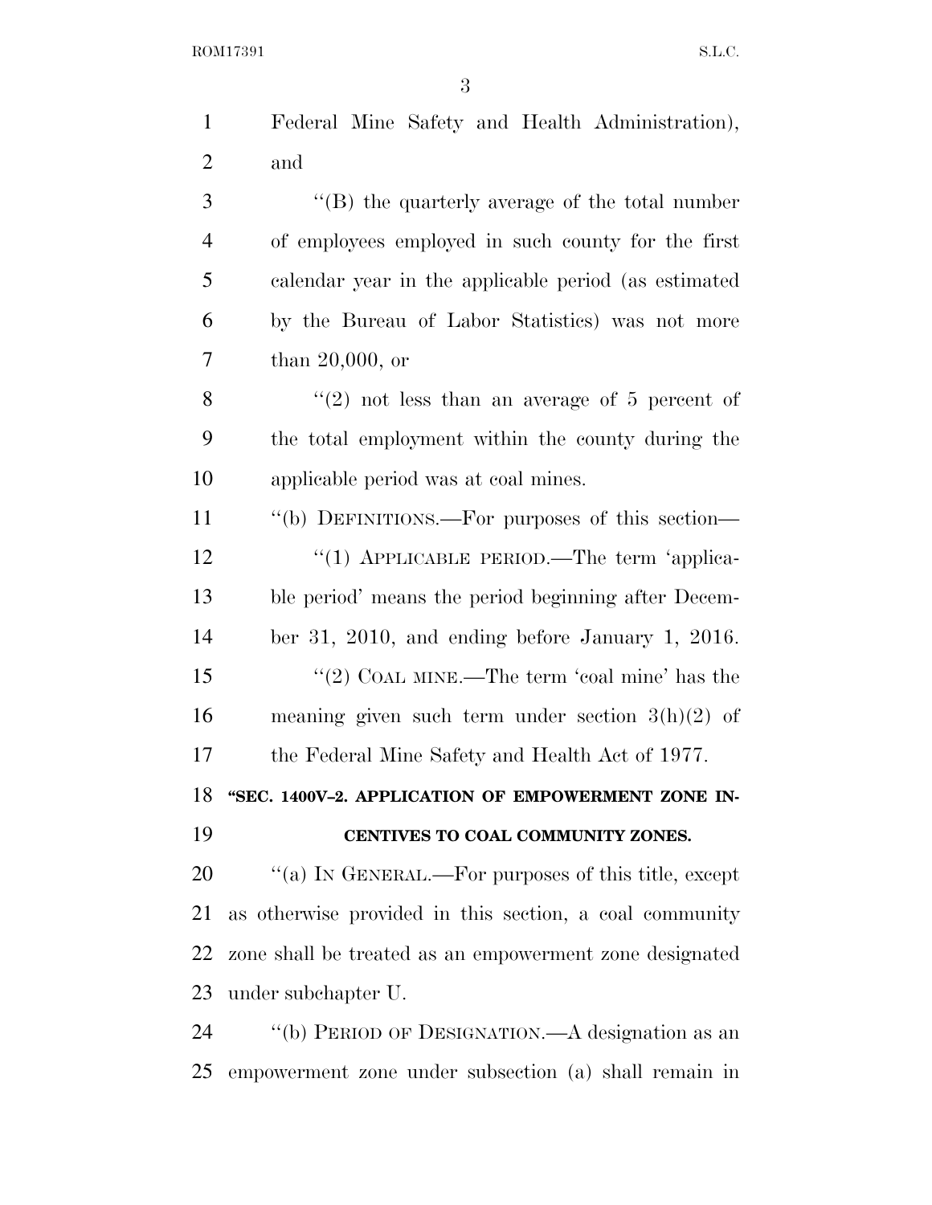Federal Mine Safety and Health Administration), and

''(B) the quarterly average of the total number of employees employed in such county for the first calendar year in the applicable period (as estimated by the Bureau of Labor Statistics) was not more than 20,000, or

''(2) not less than an average of 5 percent of the total employment within the county during the applicable period was at coal mines.

''(b) DEFINITIONS.—For purposes of this section—

''(1) APPLICABLE PERIOD.—The term 'applicable period' means the period beginning after December 31, 2010, and ending before January 1, 2016.

''(2) COAL MINE.—The term 'coal mine' has the meaning given such term under section 3(h)(2) of the Federal Mine Safety and Health Act of 1977.

**''SEC. 1400V–2. APPLICATION OF EMPOWERMENT ZONE INCENTIVES TO COAL COMMUNITY ZONES.**

''(a) IN GENERAL.—For purposes of this title, except as otherwise provided in this section, a coal community zone shall be treated as an empowerment zone designated under subchapter U.

''(b) PERIOD OF DESIGNATION.—A designation as an empowerment zone under subsection (a) shall remain in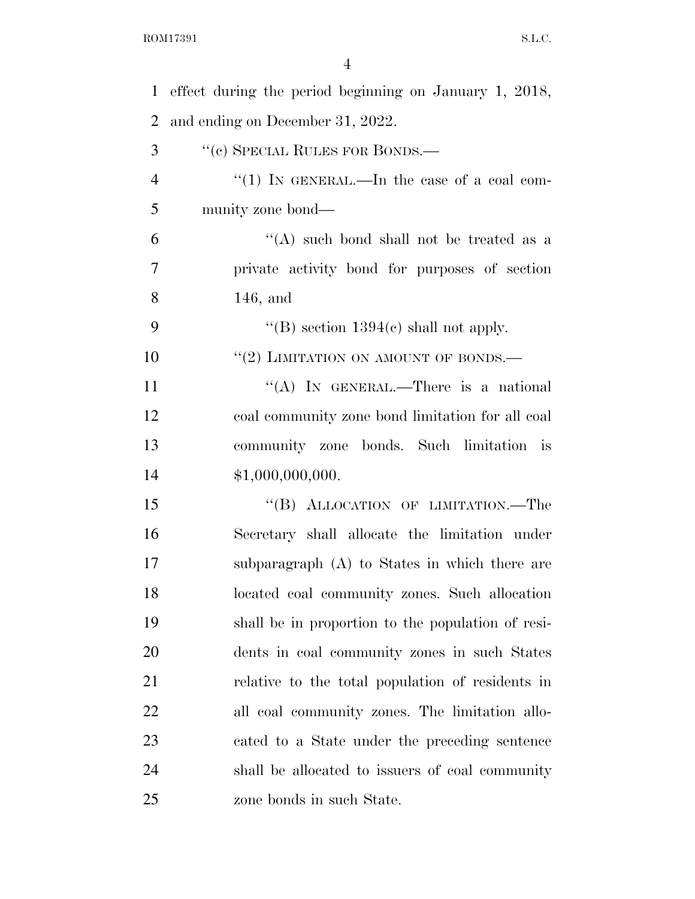effect during the period beginning on January 1, 2018, and ending on December 31, 2022.

"(c) SPECIAL RULES FOR BONDS.—

"(1) IN GENERAL.—In the case of a coal community zone bond—

"(A) such bond shall not be treated as a private activity bond for purposes of section 146, and

"(B) section 1394(c) shall not apply.

"(2) LIMITATION ON AMOUNT OF BONDS.—

"(A) IN GENERAL.—There is a national coal community zone bond limitation for all coal community zone bonds. Such limitation is $1,000,000,000.

"(B) ALLOCATION OF LIMITATION.—The Secretary shall allocate the limitation under subparagraph (A) to States in which there are located coal community zones. Such allocation shall be in proportion to the population of residents in coal community zones in such States relative to the total population of residents in all coal community zones. The limitation allocated to a State under the preceding sentence shall be allocated to issuers of coal community zone bonds in such State.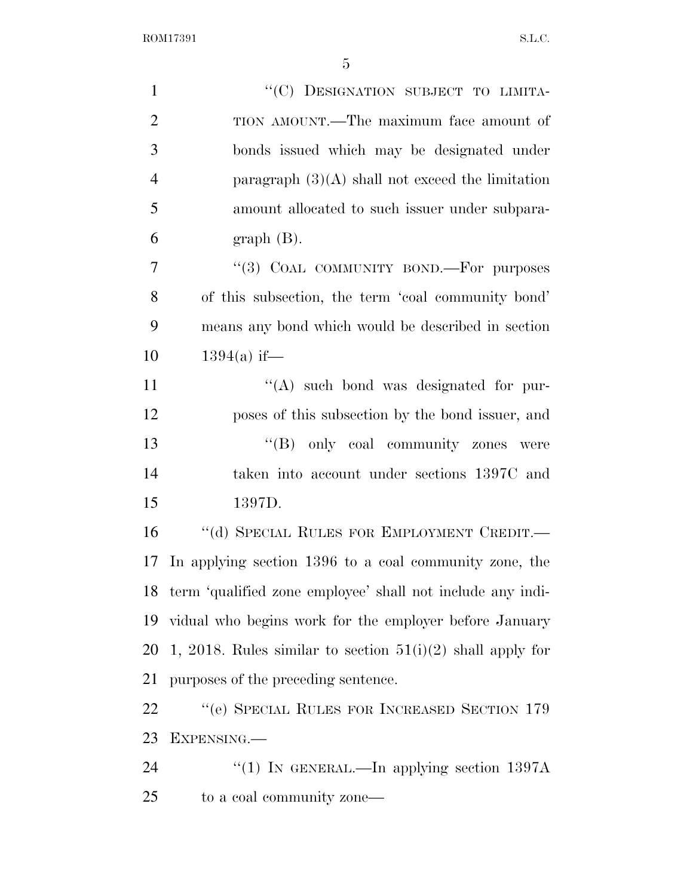"(C) DESIGNATION SUBJECT TO LIMITATION AMOUNT.—The maximum face amount of bonds issued which may be designated under paragraph (3)(A) shall not exceed the limitation amount allocated to such issuer under subparagraph (B).

"(3) COAL COMMUNITY BOND.—For purposes of this subsection, the term 'coal community bond' means any bond which would be described in section 1394(a) if—

"(A) such bond was designated for purposes of this subsection by the bond issuer, and

"(B) only coal community zones were taken into account under sections 1397C and 1397D.

"(d) SPECIAL RULES FOR EMPLOYMENT CREDIT.—In applying section 1396 to a coal community zone, the term 'qualified zone employee' shall not include any individual who begins work for the employer before January 1, 2018. Rules similar to section 51(i)(2) shall apply for purposes of the preceding sentence.

"(e) SPECIAL RULES FOR INCREASED SECTION 179 EXPENSING.—

"(1) IN GENERAL.—In applying section 1397A to a coal community zone—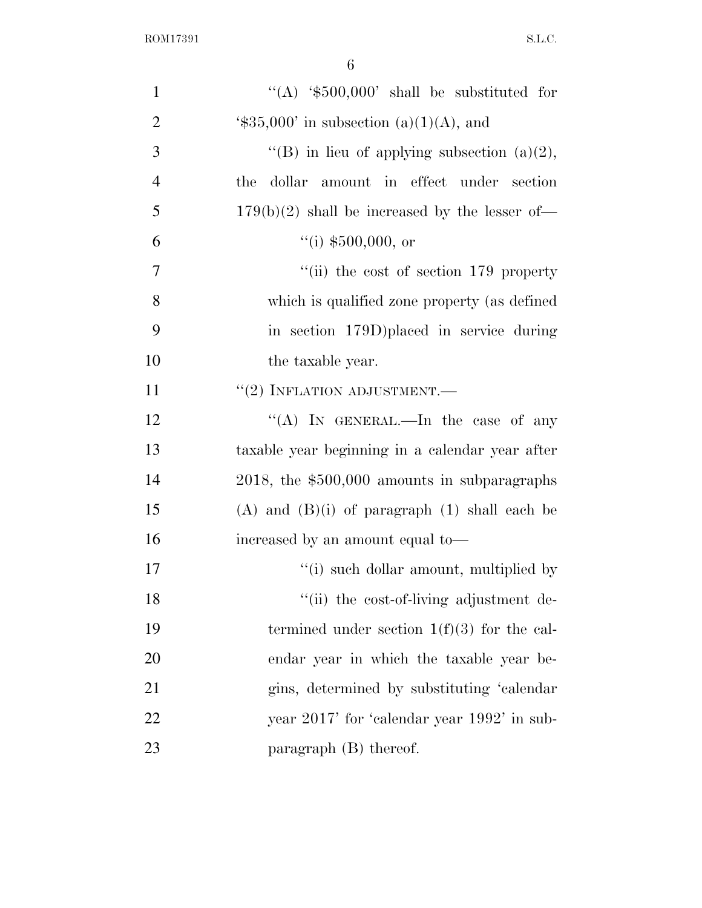"(A) '$500,000' shall be substituted for '$35,000' in subsection (a)(1)(A), and

"(B) in lieu of applying subsection (a)(2), the dollar amount in effect under section 179(b)(2) shall be increased by the lesser of—

"(i) $500,000, or

"(ii) the cost of section 179 property which is qualified zone property (as defined in section 179D)placed in service during the taxable year.

"(2) INFLATION ADJUSTMENT.—

"(A) IN GENERAL.—In the case of any taxable year beginning in a calendar year after 2018, the $500,000 amounts in subparagraphs (A) and (B)(i) of paragraph (1) shall each be increased by an amount equal to—

"(i) such dollar amount, multiplied by

"(ii) the cost-of-living adjustment determined under section 1(f)(3) for the calendar year in which the taxable year begins, determined by substituting 'calendar year 2017' for 'calendar year 1992' in subparagraph (B) thereof.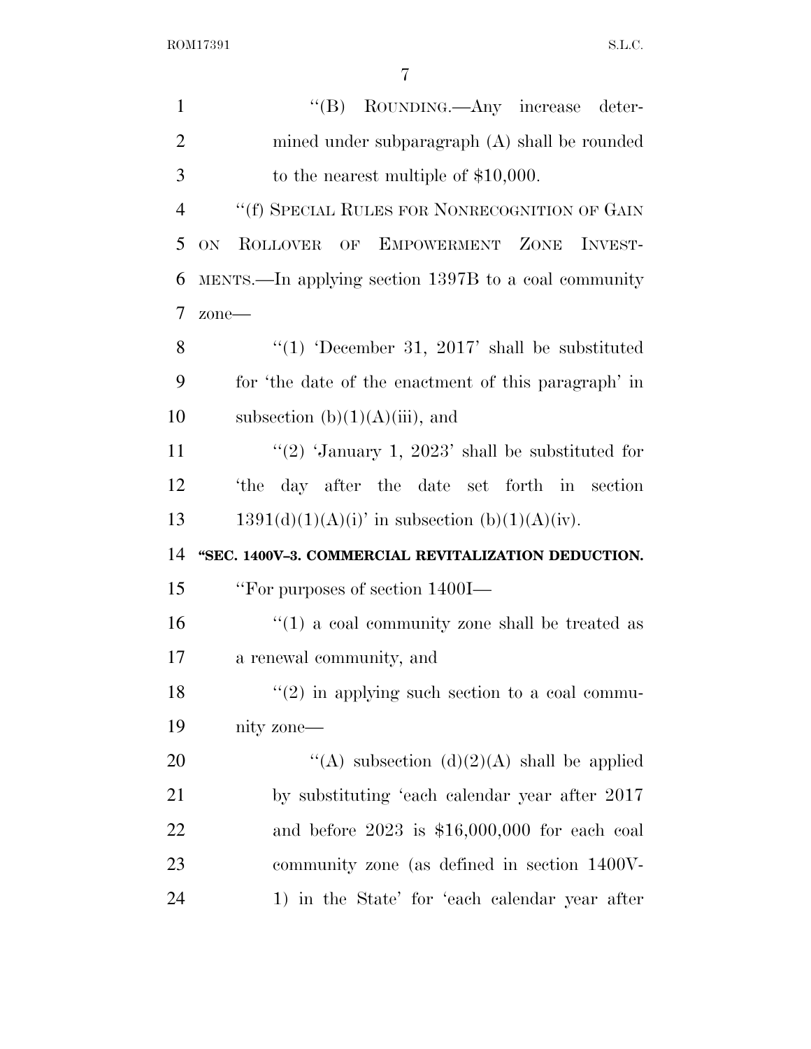"(B) ROUNDING.—Any increase determined under subparagraph (A) shall be rounded to the nearest multiple of $10,000.

"(f) SPECIAL RULES FOR NONRECOGNITION OF GAIN ON ROLLOVER OF EMPOWERMENT ZONE INVESTMENTS.—In applying section 1397B to a coal community zone—

"(1) 'December 31, 2017' shall be substituted for 'the date of the enactment of this paragraph' in subsection (b)(1)(A)(iii), and

"(2) 'January 1, 2023' shall be substituted for 'the day after the date set forth in section 1391(d)(1)(A)(i)' in subsection (b)(1)(A)(iv).

**"SEC. 1400V–3. COMMERCIAL REVITALIZATION DEDUCTION.**

"For purposes of section 1400I—

"(1) a coal community zone shall be treated as a renewal community, and

"(2) in applying such section to a coal community zone—

"(A) subsection (d)(2)(A) shall be applied by substituting 'each calendar year after 2017 and before 2023 is $16,000,000 for each coal community zone (as defined in section 1400V-1) in the State' for 'each calendar year after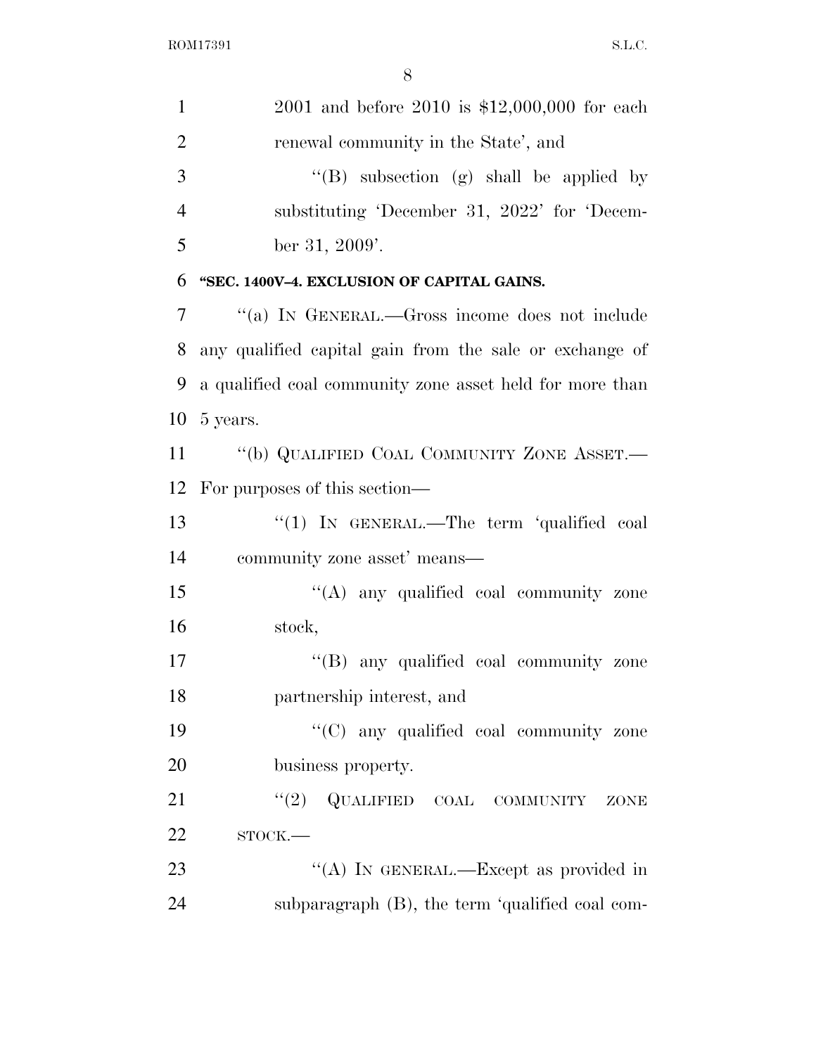2001 and before 2010 is $12,000,000 for each renewal community in the State', and

''(B) subsection (g) shall be applied by substituting 'December 31, 2022' for 'December 31, 2009'.

**''SEC. 1400V–4. EXCLUSION OF CAPITAL GAINS.**

''(a) IN GENERAL.—Gross income does not include any qualified capital gain from the sale or exchange of a qualified coal community zone asset held for more than 5 years.

''(b) QUALIFIED COAL COMMUNITY ZONE ASSET.—For purposes of this section—

''(1) IN GENERAL.—The term 'qualified coal community zone asset' means—

''(A) any qualified coal community zone stock,

''(B) any qualified coal community zone partnership interest, and

''(C) any qualified coal community zone business property.

''(2) QUALIFIED COAL COMMUNITY ZONE STOCK.—

''(A) IN GENERAL.—Except as provided in subparagraph (B), the term 'qualified coal com-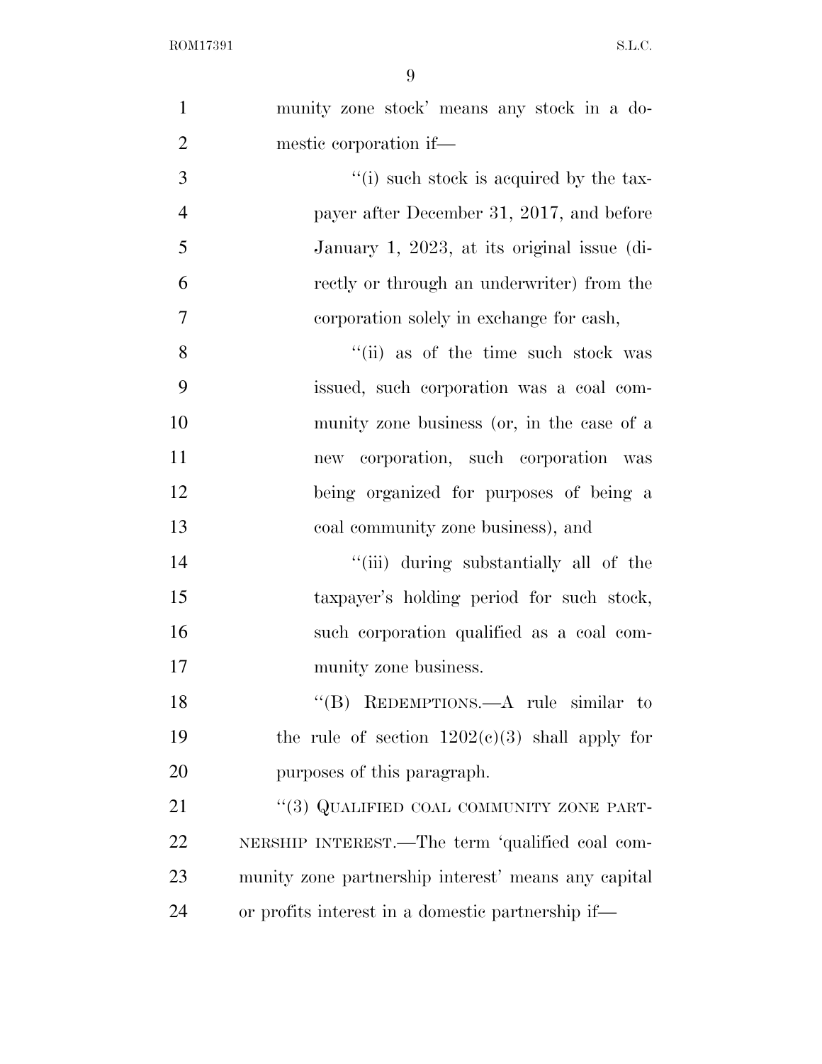munity zone stock' means any stock in a domestic corporation if—

"(i) such stock is acquired by the taxpayer after December 31, 2017, and before January 1, 2023, at its original issue (directly or through an underwriter) from the corporation solely in exchange for cash,

"(ii) as of the time such stock was issued, such corporation was a coal community zone business (or, in the case of a new corporation, such corporation was being organized for purposes of being a coal community zone business), and

"(iii) during substantially all of the taxpayer's holding period for such stock, such corporation qualified as a coal community zone business.

"(B) REDEMPTIONS.—A rule similar to the rule of section 1202(c)(3) shall apply for purposes of this paragraph.

"(3) QUALIFIED COAL COMMUNITY ZONE PARTNERSHIP INTEREST.—The term 'qualified coal community zone partnership interest' means any capital or profits interest in a domestic partnership if—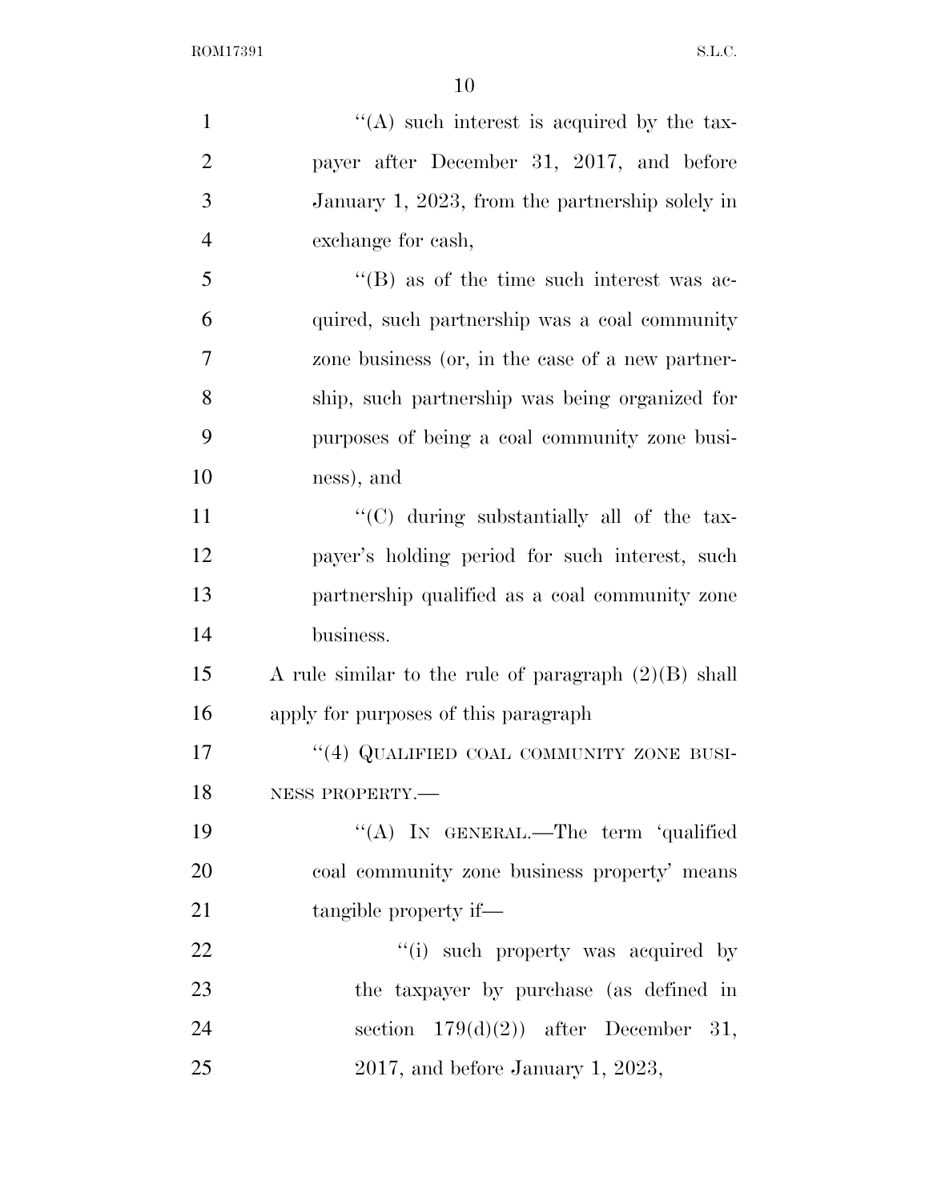"(A) such interest is acquired by the taxpayer after December 31, 2017, and before January 1, 2023, from the partnership solely in exchange for cash,

"(B) as of the time such interest was acquired, such partnership was a coal community zone business (or, in the case of a new partnership, such partnership was being organized for purposes of being a coal community zone business), and

"(C) during substantially all of the taxpayer's holding period for such interest, such partnership qualified as a coal community zone business.

A rule similar to the rule of paragraph (2)(B) shall apply for purposes of this paragraph

"(4) QUALIFIED COAL COMMUNITY ZONE BUSINESS PROPERTY.—

"(A) IN GENERAL.—The term 'qualified coal community zone business property' means tangible property if—

"(i) such property was acquired by the taxpayer by purchase (as defined in section 179(d)(2)) after December 31, 2017, and before January 1, 2023,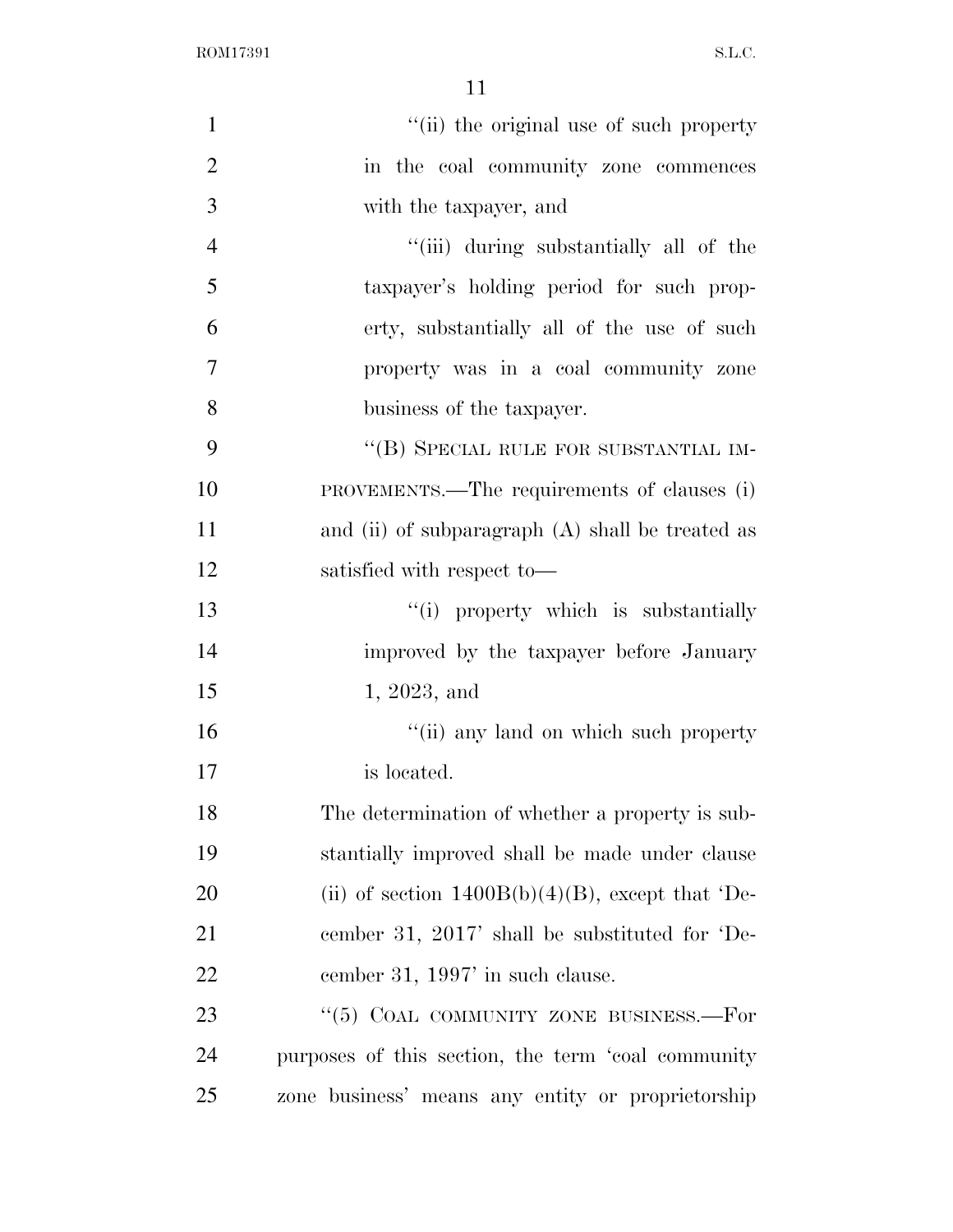"(ii) the original use of such property in the coal community zone commences with the taxpayer, and

"(iii) during substantially all of the taxpayer's holding period for such property, substantially all of the use of such property was in a coal community zone business of the taxpayer.

"(B) SPECIAL RULE FOR SUBSTANTIAL IMPROVEMENTS.—The requirements of clauses (i) and (ii) of subparagraph (A) shall be treated as satisfied with respect to—

"(i) property which is substantially improved by the taxpayer before January 1, 2023, and

"(ii) any land on which such property is located.

The determination of whether a property is substantially improved shall be made under clause (ii) of section 1400B(b)(4)(B), except that 'December 31, 2017' shall be substituted for 'December 31, 1997' in such clause.

"(5) COAL COMMUNITY ZONE BUSINESS.—For purposes of this section, the term 'coal community zone business' means any entity or proprietorship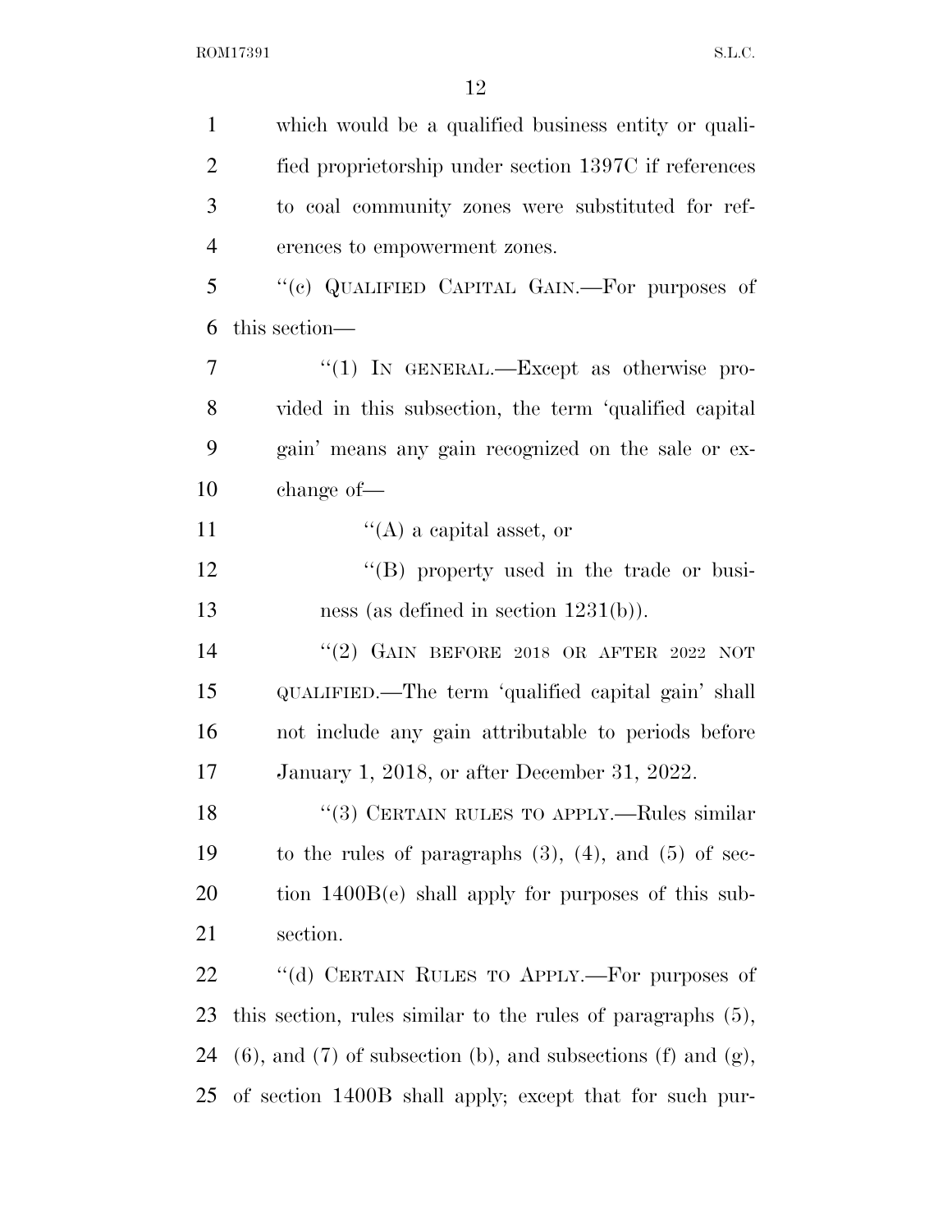which would be a qualified business entity or qualified proprietorship under section 1397C if references to coal community zones were substituted for references to empowerment zones.

''(c) QUALIFIED CAPITAL GAIN.—For purposes of this section—

''(1) IN GENERAL.—Except as otherwise provided in this subsection, the term 'qualified capital gain' means any gain recognized on the sale or exchange of—

''(A) a capital asset, or

''(B) property used in the trade or business (as defined in section 1231(b)).

''(2) GAIN BEFORE 2018 OR AFTER 2022 NOT QUALIFIED.—The term 'qualified capital gain' shall not include any gain attributable to periods before January 1, 2018, or after December 31, 2022.

''(3) CERTAIN RULES TO APPLY.—Rules similar to the rules of paragraphs (3), (4), and (5) of section 1400B(e) shall apply for purposes of this subsection.

''(d) CERTAIN RULES TO APPLY.—For purposes of this section, rules similar to the rules of paragraphs (5), (6), and (7) of subsection (b), and subsections (f) and (g), of section 1400B shall apply; except that for such pur-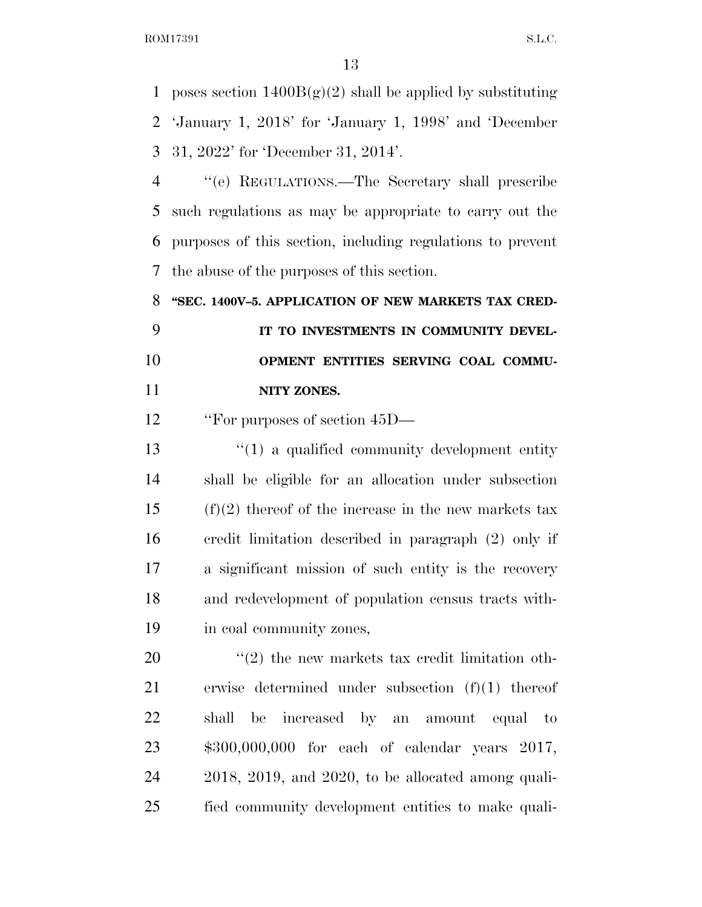poses section 1400B(g)(2) shall be applied by substituting 'January 1, 2018' for 'January 1, 1998' and 'December 31, 2022' for 'December 31, 2014'.

''(e) REGULATIONS.—The Secretary shall prescribe such regulations as may be appropriate to carry out the purposes of this section, including regulations to prevent the abuse of the purposes of this section.

**''SEC. 1400V–5. APPLICATION OF NEW MARKETS TAX CREDIT TO INVESTMENTS IN COMMUNITY DEVELOPMENT ENTITIES SERVING COAL COMMUNITY ZONES.**

''For purposes of section 45D—

''(1) a qualified community development entity shall be eligible for an allocation under subsection (f)(2) thereof of the increase in the new markets tax credit limitation described in paragraph (2) only if a significant mission of such entity is the recovery and redevelopment of population census tracts within coal community zones,

''(2) the new markets tax credit limitation otherwise determined under subsection (f)(1) thereof shall be increased by an amount equal to $300,000,000 for each of calendar years 2017, 2018, 2019, and 2020, to be allocated among qualified community development entities to make quali-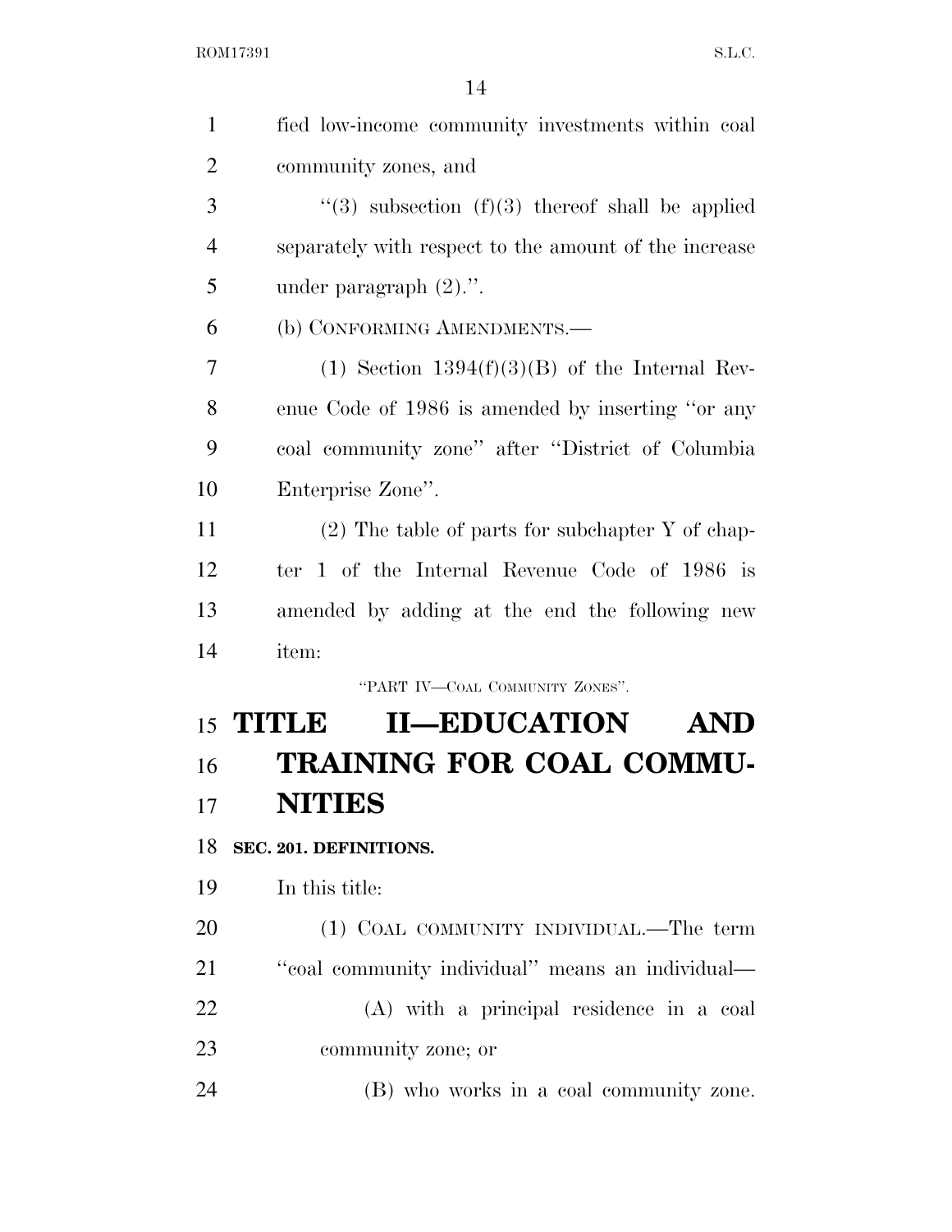fied low-income community investments within coal community zones, and

"(3) subsection (f)(3) thereof shall be applied separately with respect to the amount of the increase under paragraph (2).".

(b) CONFORMING AMENDMENTS.—

(1) Section 1394(f)(3)(B) of the Internal Revenue Code of 1986 is amended by inserting "or any coal community zone" after "District of Columbia Enterprise Zone".

(2) The table of parts for subchapter Y of chapter 1 of the Internal Revenue Code of 1986 is amended by adding at the end the following new item:

"PART IV—COAL COMMUNITY ZONES".

# TITLE II—EDUCATION AND TRAINING FOR COAL COMMUNITIES

**SEC. 201. DEFINITIONS.**

In this title:

(1) COAL COMMUNITY INDIVIDUAL.—The term "coal community individual" means an individual—

(A) with a principal residence in a coal community zone; or

(B) who works in a coal community zone.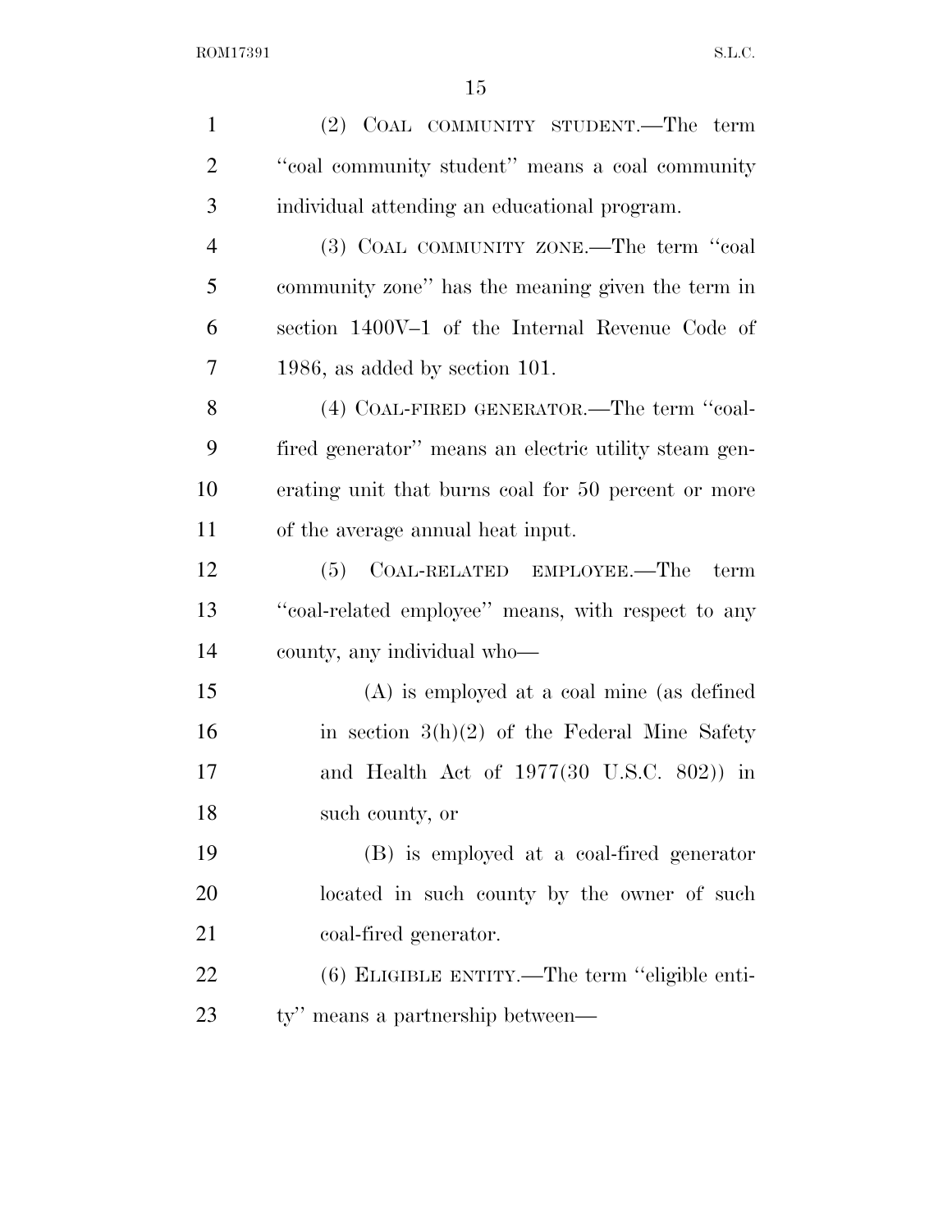(2) COAL COMMUNITY STUDENT.—The term "coal community student" means a coal community individual attending an educational program.

(3) COAL COMMUNITY ZONE.—The term "coal community zone" has the meaning given the term in section 1400V–1 of the Internal Revenue Code of 1986, as added by section 101.

(4) COAL-FIRED GENERATOR.—The term "coal-fired generator" means an electric utility steam generating unit that burns coal for 50 percent or more of the average annual heat input.

(5) COAL-RELATED EMPLOYEE.—The term "coal-related employee" means, with respect to any county, any individual who—

(A) is employed at a coal mine (as defined in section 3(h)(2) of the Federal Mine Safety and Health Act of 1977(30 U.S.C. 802)) in such county, or

(B) is employed at a coal-fired generator located in such county by the owner of such coal-fired generator.

(6) ELIGIBLE ENTITY.—The term "eligible entity" means a partnership between—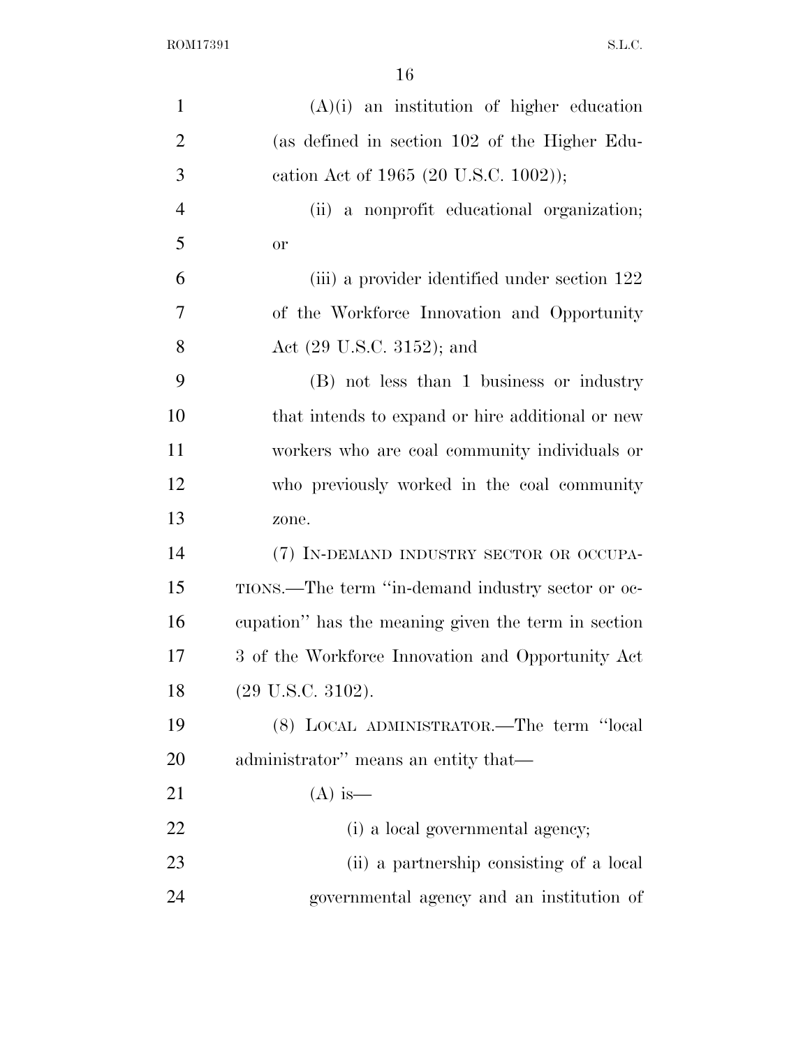(A)(i) an institution of higher education (as defined in section 102 of the Higher Education Act of 1965 (20 U.S.C. 1002));

(ii) a nonprofit educational organization; or

(iii) a provider identified under section 122 of the Workforce Innovation and Opportunity Act (29 U.S.C. 3152); and

(B) not less than 1 business or industry that intends to expand or hire additional or new workers who are coal community individuals or who previously worked in the coal community zone.

(7) IN-DEMAND INDUSTRY SECTOR OR OCCUPATIONS.—The term "in-demand industry sector or occupation" has the meaning given the term in section 3 of the Workforce Innovation and Opportunity Act (29 U.S.C. 3102).

(8) LOCAL ADMINISTRATOR.—The term "local administrator" means an entity that—

(A) is—

(i) a local governmental agency;

(ii) a partnership consisting of a local governmental agency and an institution of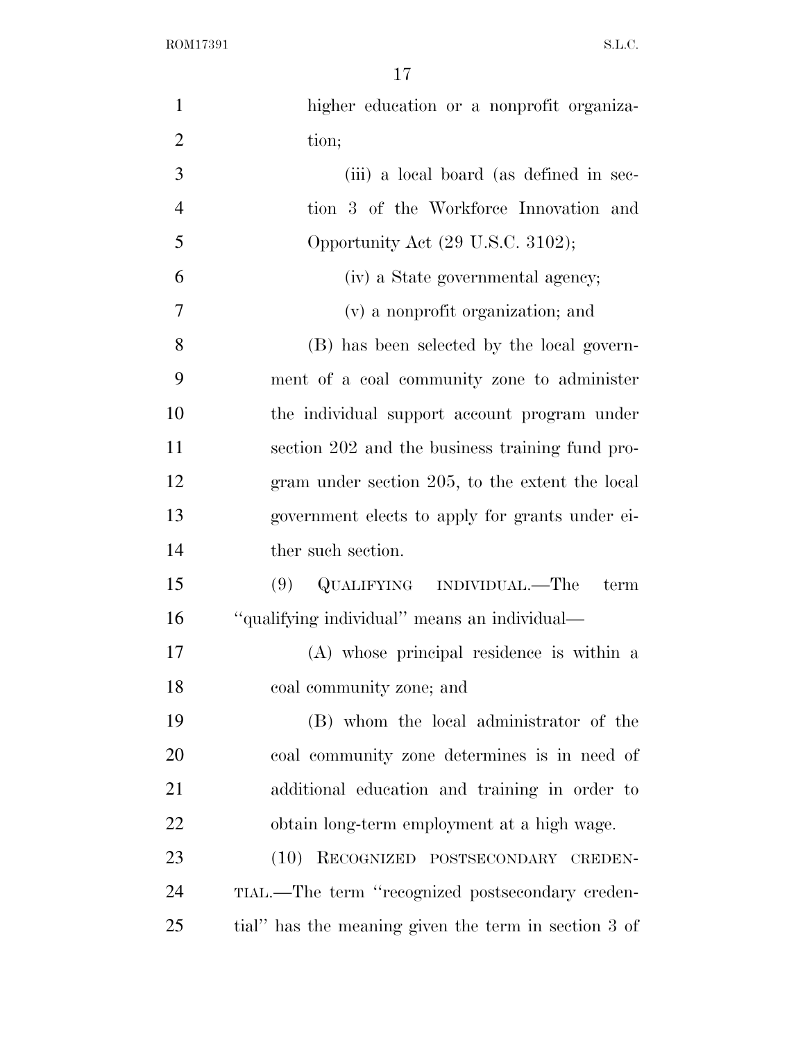higher education or a nonprofit organization;

(iii) a local board (as defined in section 3 of the Workforce Innovation and Opportunity Act (29 U.S.C. 3102);

(iv) a State governmental agency;

(v) a nonprofit organization; and

(B) has been selected by the local government of a coal community zone to administer the individual support account program under section 202 and the business training fund program under section 205, to the extent the local government elects to apply for grants under either such section.

(9) QUALIFYING INDIVIDUAL.—The term "qualifying individual" means an individual—

(A) whose principal residence is within a coal community zone; and

(B) whom the local administrator of the coal community zone determines is in need of additional education and training in order to obtain long-term employment at a high wage.

(10) RECOGNIZED POSTSECONDARY CREDENTIAL.—The term "recognized postsecondary credential" has the meaning given the term in section 3 of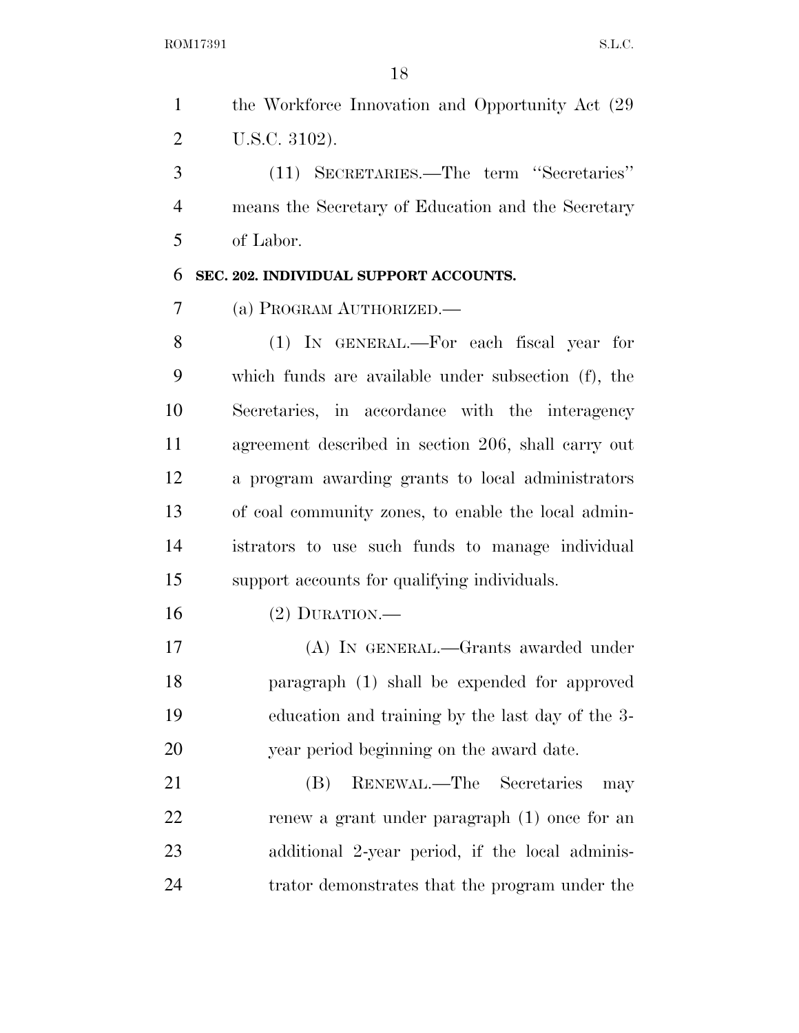the Workforce Innovation and Opportunity Act (29 U.S.C. 3102).

(11) SECRETARIES.—The term ''Secretaries'' means the Secretary of Education and the Secretary of Labor.

**SEC. 202. INDIVIDUAL SUPPORT ACCOUNTS.**

(a) PROGRAM AUTHORIZED.—

(1) IN GENERAL.—For each fiscal year for which funds are available under subsection (f), the Secretaries, in accordance with the interagency agreement described in section 206, shall carry out a program awarding grants to local administrators of coal community zones, to enable the local administrators to use such funds to manage individual support accounts for qualifying individuals.

(2) DURATION.—

(A) IN GENERAL.—Grants awarded under paragraph (1) shall be expended for approved education and training by the last day of the 3-year period beginning on the award date.

(B) RENEWAL.—The Secretaries may renew a grant under paragraph (1) once for an additional 2-year period, if the local administrator demonstrates that the program under the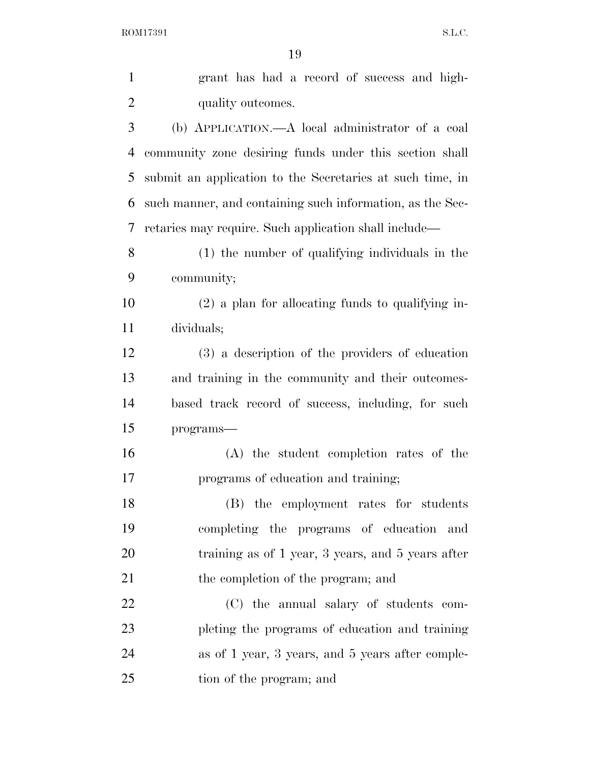grant has had a record of success and high-quality outcomes.

(b) APPLICATION.—A local administrator of a coal community zone desiring funds under this section shall submit an application to the Secretaries at such time, in such manner, and containing such information, as the Secretaries may require. Such application shall include—

(1) the number of qualifying individuals in the community;

(2) a plan for allocating funds to qualifying individuals;

(3) a description of the providers of education and training in the community and their outcomes-based track record of success, including, for such programs—

(A) the student completion rates of the programs of education and training;

(B) the employment rates for students completing the programs of education and training as of 1 year, 3 years, and 5 years after the completion of the program; and

(C) the annual salary of students completing the programs of education and training as of 1 year, 3 years, and 5 years after completion of the program; and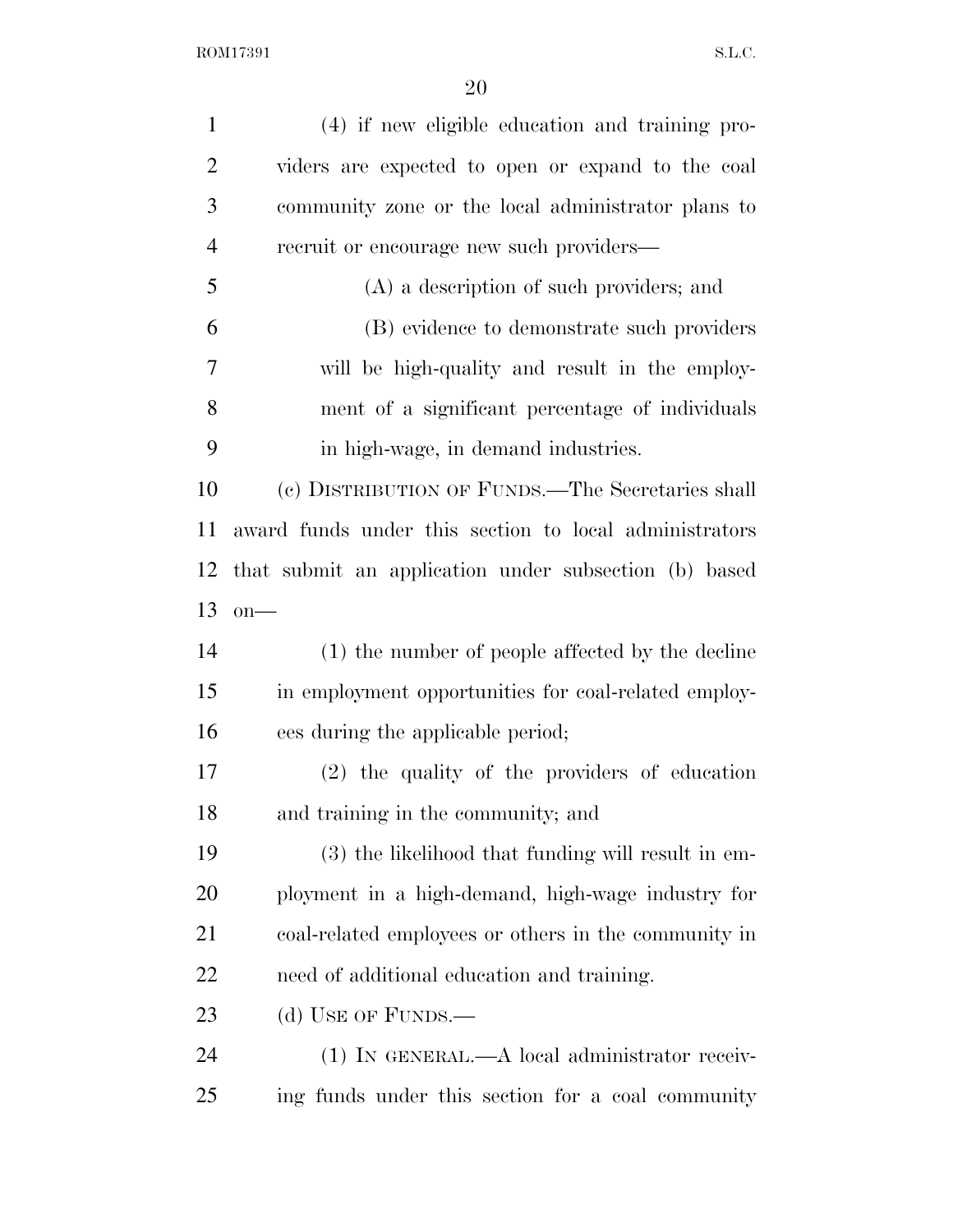(4) if new eligible education and training providers are expected to open or expand to the coal community zone or the local administrator plans to recruit or encourage new such providers—

(A) a description of such providers; and

(B) evidence to demonstrate such providers will be high-quality and result in the employment of a significant percentage of individuals in high-wage, in demand industries.

(c) DISTRIBUTION OF FUNDS.—The Secretaries shall award funds under this section to local administrators that submit an application under subsection (b) based on—

(1) the number of people affected by the decline in employment opportunities for coal-related employees during the applicable period;

(2) the quality of the providers of education and training in the community; and

(3) the likelihood that funding will result in employment in a high-demand, high-wage industry for coal-related employees or others in the community in need of additional education and training.

(d) USE OF FUNDS.—

(1) IN GENERAL.—A local administrator receiving funds under this section for a coal community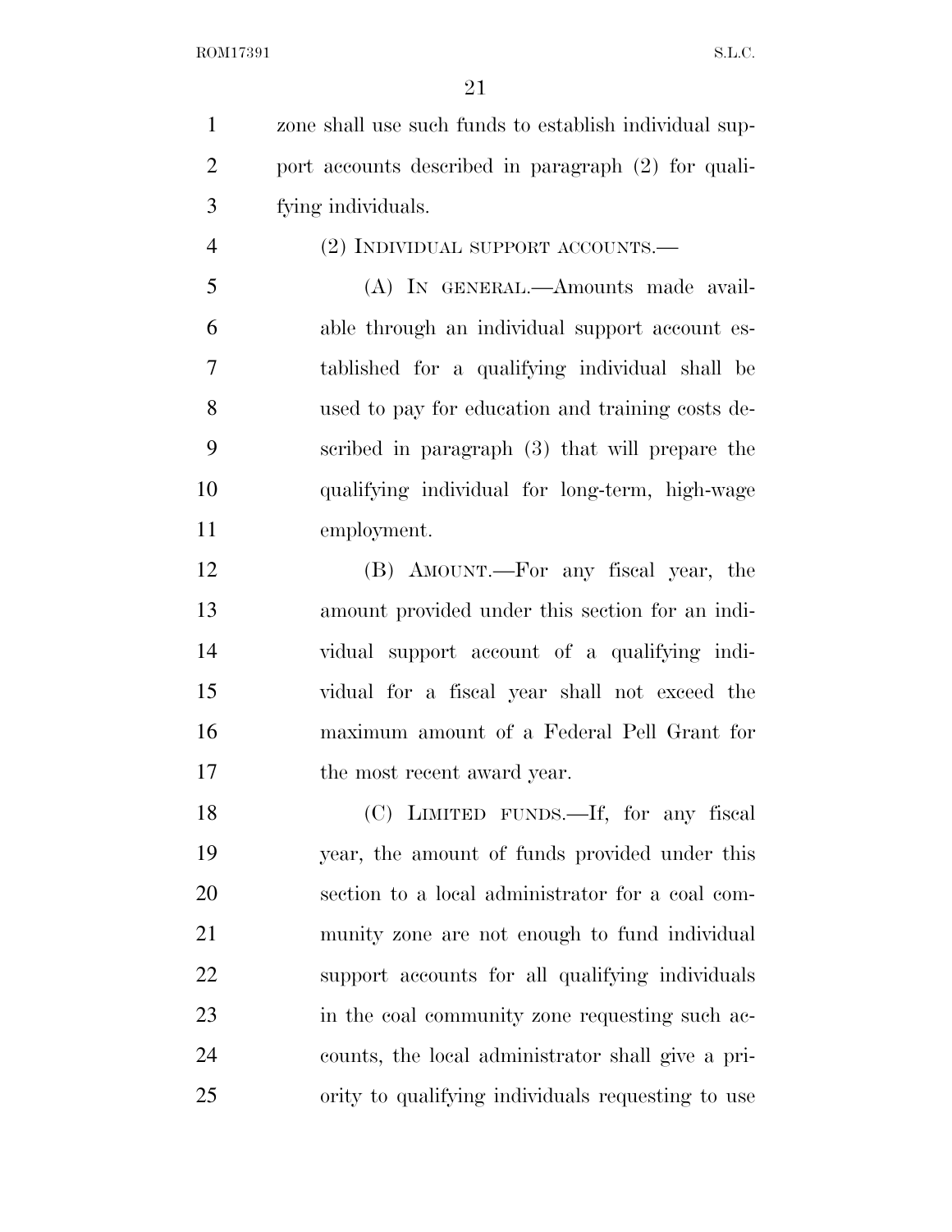zone shall use such funds to establish individual support accounts described in paragraph (2) for qualifying individuals.

(2) INDIVIDUAL SUPPORT ACCOUNTS.—

(A) IN GENERAL.—Amounts made available through an individual support account established for a qualifying individual shall be used to pay for education and training costs described in paragraph (3) that will prepare the qualifying individual for long-term, high-wage employment.

(B) AMOUNT.—For any fiscal year, the amount provided under this section for an individual support account of a qualifying individual for a fiscal year shall not exceed the maximum amount of a Federal Pell Grant for the most recent award year.

(C) LIMITED FUNDS.—If, for any fiscal year, the amount of funds provided under this section to a local administrator for a coal community zone are not enough to fund individual support accounts for all qualifying individuals in the coal community zone requesting such accounts, the local administrator shall give a priority to qualifying individuals requesting to use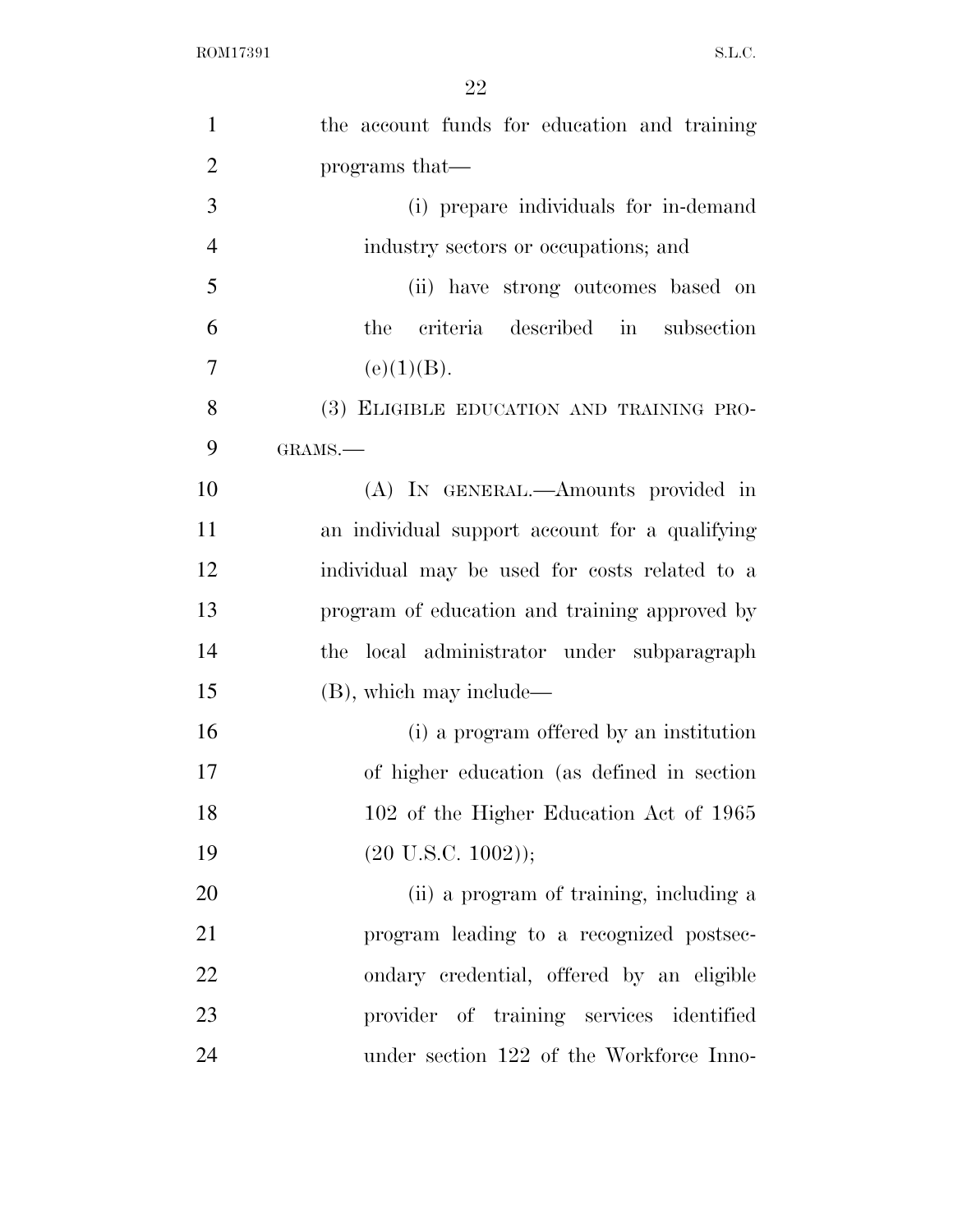the account funds for education and training programs that—

(i) prepare individuals for in-demand industry sectors or occupations; and

(ii) have strong outcomes based on the criteria described in subsection (e)(1)(B).

(3) ELIGIBLE EDUCATION AND TRAINING PROGRAMS.—

(A) IN GENERAL.—Amounts provided in an individual support account for a qualifying individual may be used for costs related to a program of education and training approved by the local administrator under subparagraph (B), which may include—

(i) a program offered by an institution of higher education (as defined in section 102 of the Higher Education Act of 1965 (20 U.S.C. 1002));

(ii) a program of training, including a program leading to a recognized postsecondary credential, offered by an eligible provider of training services identified under section 122 of the Workforce Inno-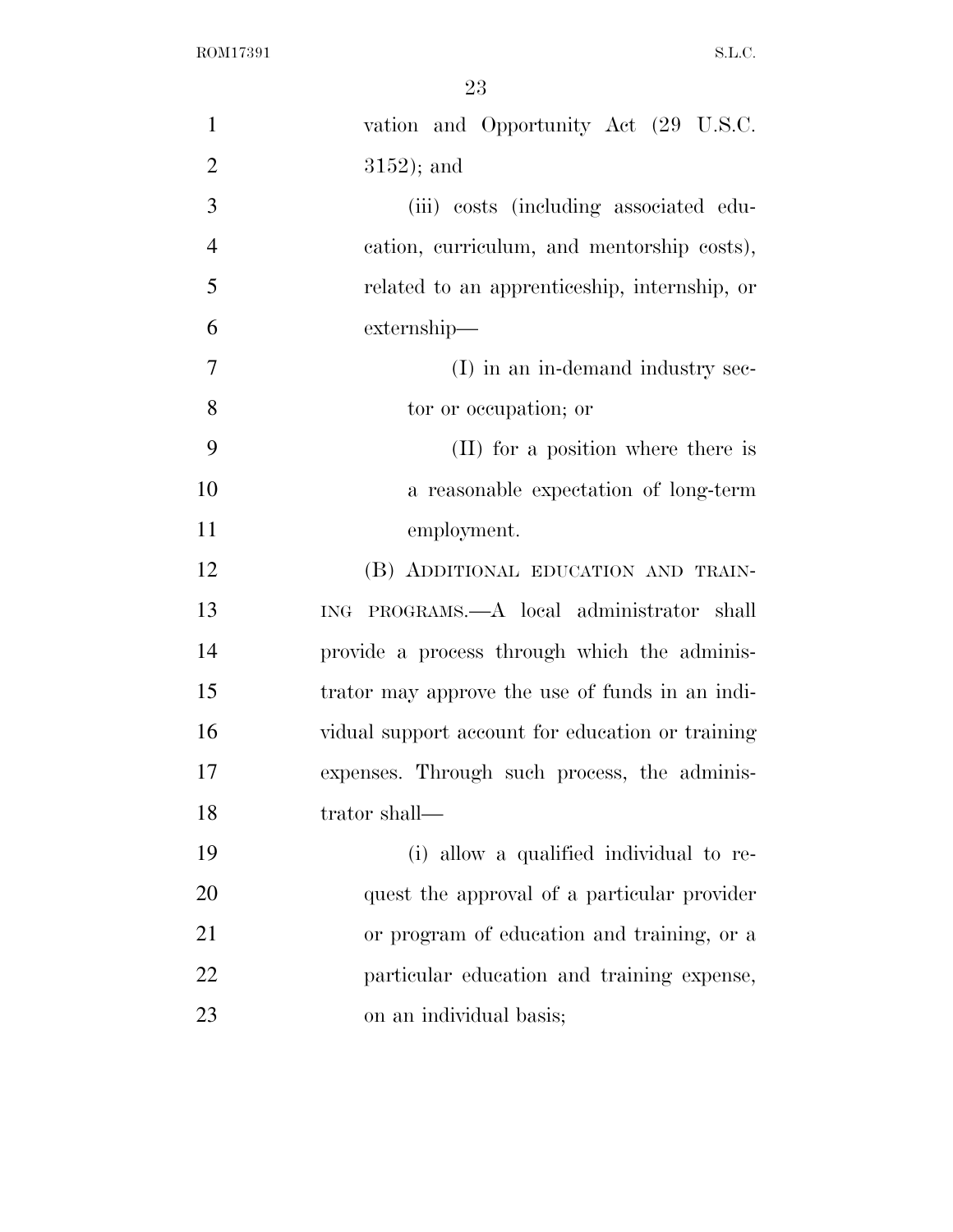vation and Opportunity Act (29 U.S.C. 3152); and

(iii) costs (including associated education, curriculum, and mentorship costs), related to an apprenticeship, internship, or externship—

(I) in an in-demand industry sector or occupation; or

(II) for a position where there is a reasonable expectation of long-term employment.

(B) ADDITIONAL EDUCATION AND TRAINING PROGRAMS.—A local administrator shall provide a process through which the administrator may approve the use of funds in an individual support account for education or training expenses. Through such process, the administrator shall—

(i) allow a qualified individual to request the approval of a particular provider or program of education and training, or a particular education and training expense, on an individual basis;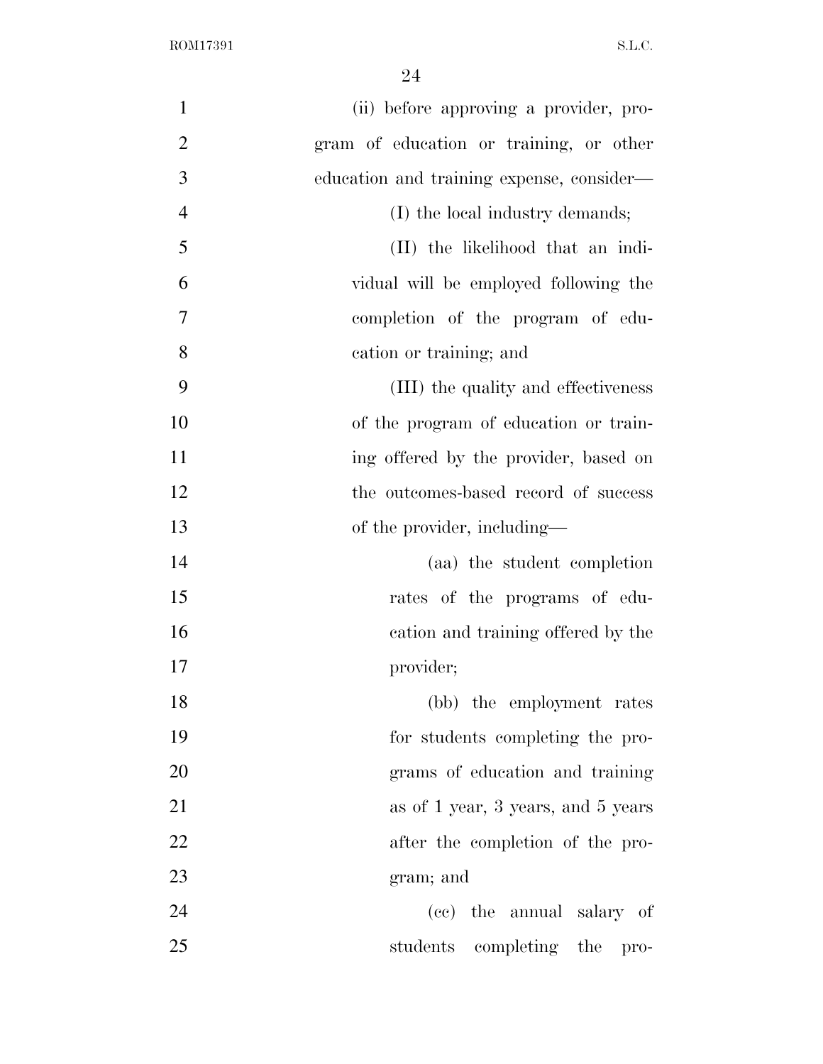(ii) before approving a provider, program of education or training, or other education and training expense, consider—

(I) the local industry demands;

(II) the likelihood that an individual will be employed following the completion of the program of education or training; and

(III) the quality and effectiveness of the program of education or training offered by the provider, based on the outcomes-based record of success of the provider, including—

(aa) the student completion rates of the programs of education and training offered by the provider;

(bb) the employment rates for students completing the programs of education and training as of 1 year, 3 years, and 5 years after the completion of the program; and

(cc) the annual salary of students completing the pro-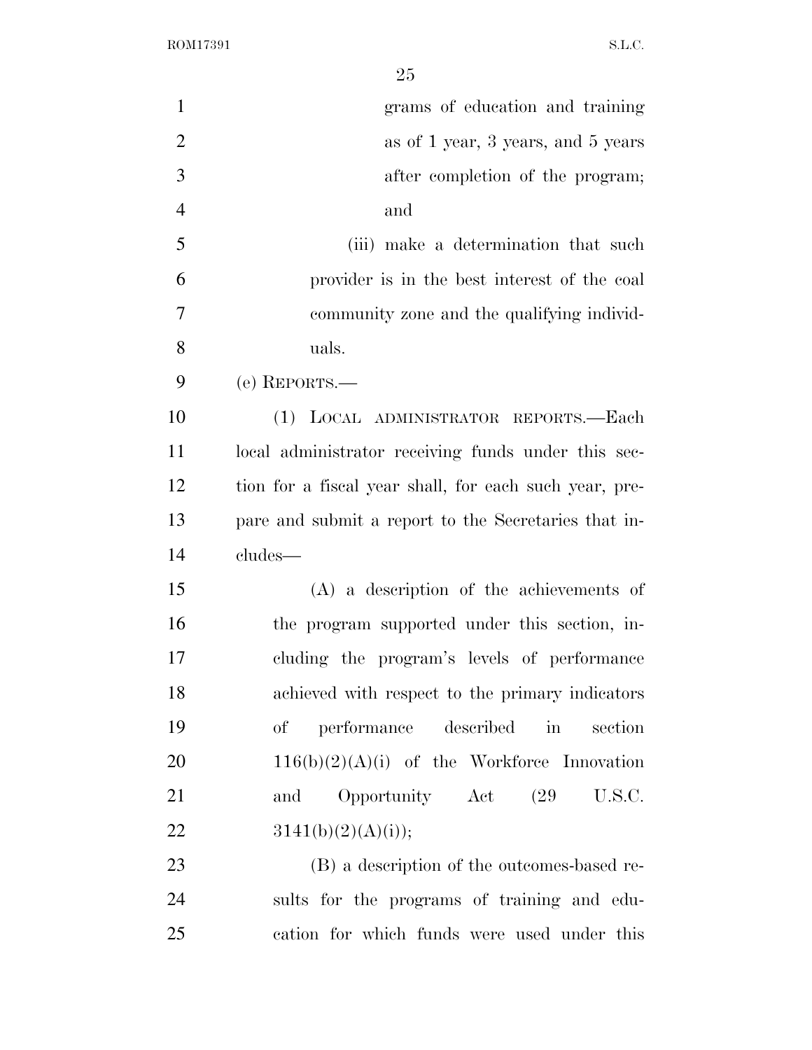grams of education and training as of 1 year, 3 years, and 5 years after completion of the program; and

(iii) make a determination that such provider is in the best interest of the coal community zone and the qualifying individuals.

(e) REPORTS.—

(1) LOCAL ADMINISTRATOR REPORTS.—Each local administrator receiving funds under this section for a fiscal year shall, for each such year, prepare and submit a report to the Secretaries that includes—

(A) a description of the achievements of the program supported under this section, including the program's levels of performance achieved with respect to the primary indicators of performance described in section 116(b)(2)(A)(i) of the Workforce Innovation and Opportunity Act (29 U.S.C. 3141(b)(2)(A)(i));

(B) a description of the outcomes-based results for the programs of training and education for which funds were used under this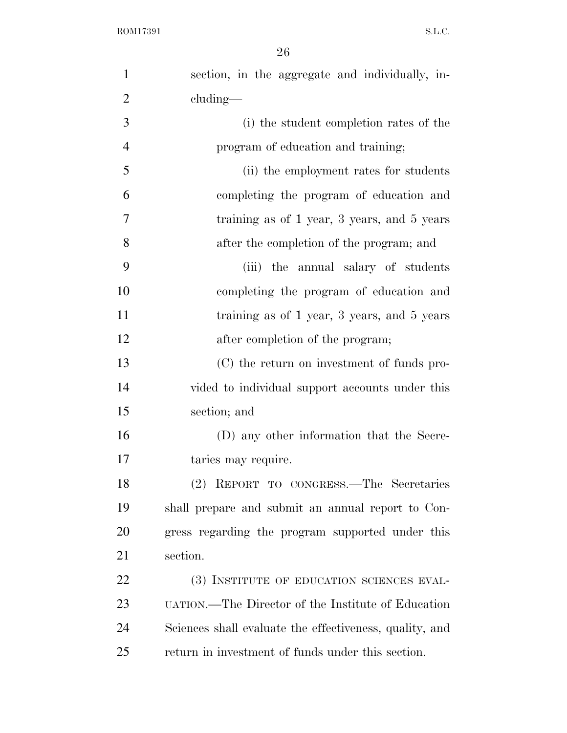section, in the aggregate and individually, including—

(i) the student completion rates of the program of education and training;

(ii) the employment rates for students completing the program of education and training as of 1 year, 3 years, and 5 years after the completion of the program; and

(iii) the annual salary of students completing the program of education and training as of 1 year, 3 years, and 5 years after completion of the program;

(C) the return on investment of funds provided to individual support accounts under this section; and

(D) any other information that the Secretaries may require.

(2) REPORT TO CONGRESS.—The Secretaries shall prepare and submit an annual report to Congress regarding the program supported under this section.

(3) INSTITUTE OF EDUCATION SCIENCES EVALUATION.—The Director of the Institute of Education Sciences shall evaluate the effectiveness, quality, and return in investment of funds under this section.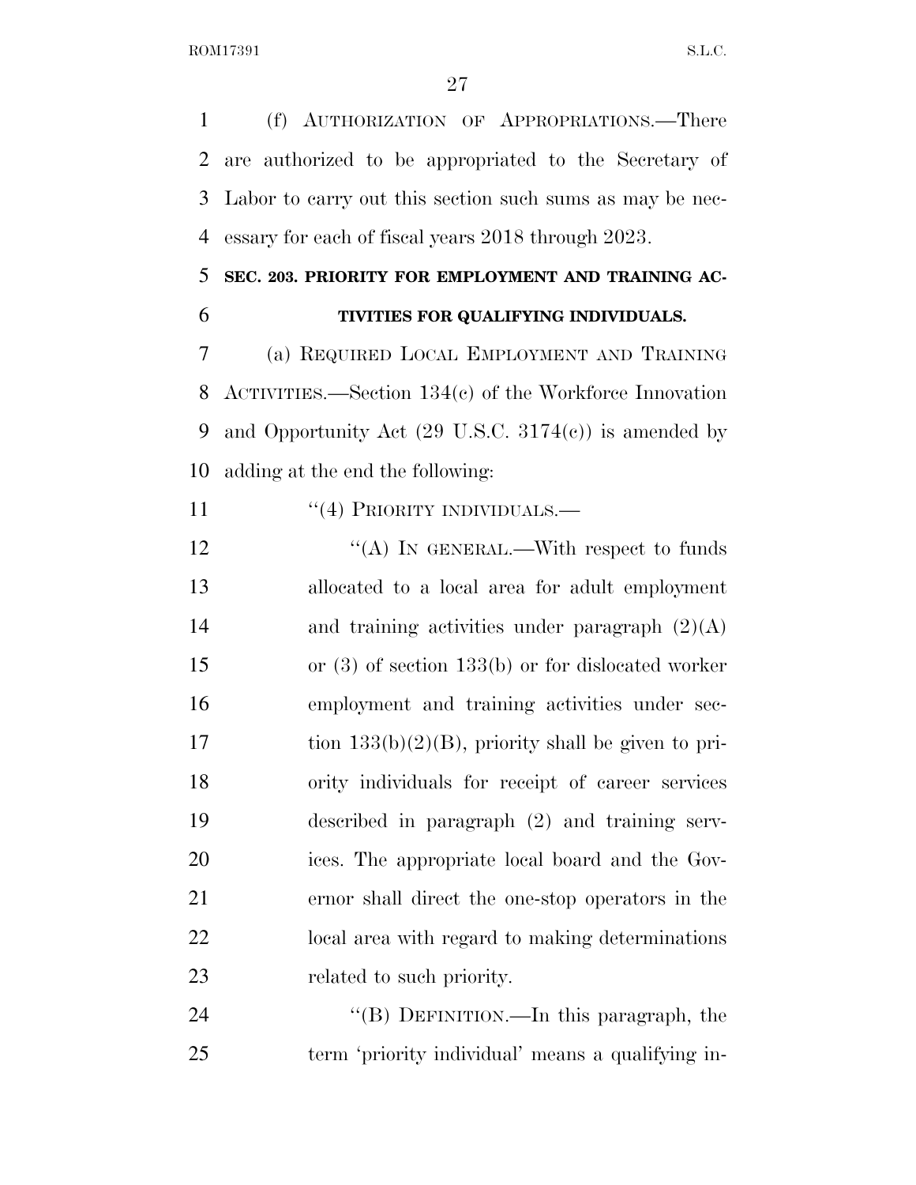(f) AUTHORIZATION OF APPROPRIATIONS.—There are authorized to be appropriated to the Secretary of Labor to carry out this section such sums as may be necessary for each of fiscal years 2018 through 2023.

**SEC. 203. PRIORITY FOR EMPLOYMENT AND TRAINING ACTIVITIES FOR QUALIFYING INDIVIDUALS.**

(a) REQUIRED LOCAL EMPLOYMENT AND TRAINING ACTIVITIES.—Section 134(c) of the Workforce Innovation and Opportunity Act (29 U.S.C. 3174(c)) is amended by adding at the end the following:

"(4) PRIORITY INDIVIDUALS.—

"(A) IN GENERAL.—With respect to funds allocated to a local area for adult employment and training activities under paragraph (2)(A) or (3) of section 133(b) or for dislocated worker employment and training activities under section 133(b)(2)(B), priority shall be given to priority individuals for receipt of career services described in paragraph (2) and training services. The appropriate local board and the Governor shall direct the one-stop operators in the local area with regard to making determinations related to such priority.

"(B) DEFINITION.—In this paragraph, the term 'priority individual' means a qualifying in-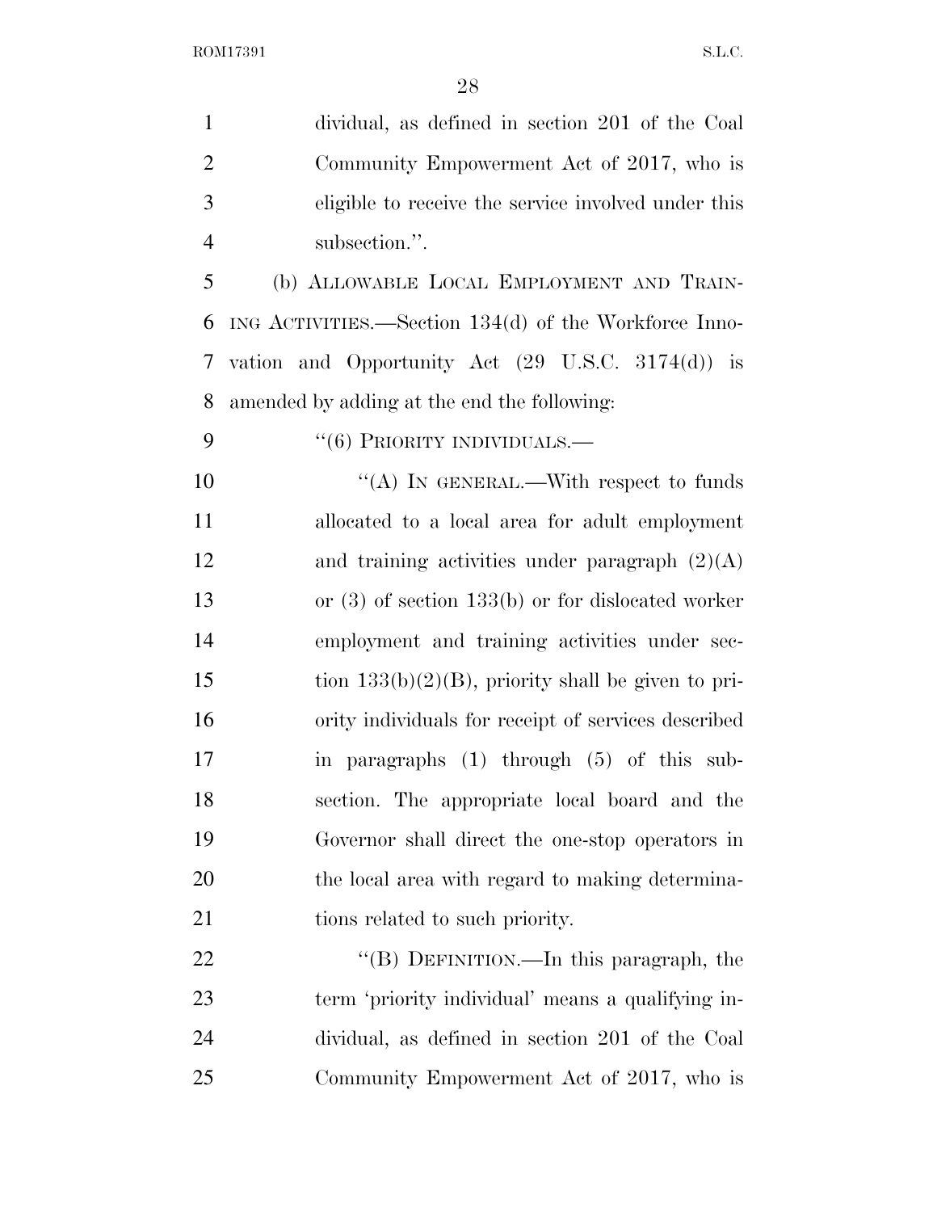dividual, as defined in section 201 of the Coal Community Empowerment Act of 2017, who is eligible to receive the service involved under this subsection.''.

(b) ALLOWABLE LOCAL EMPLOYMENT AND TRAINING ACTIVITIES.—Section 134(d) of the Workforce Innovation and Opportunity Act (29 U.S.C. 3174(d)) is amended by adding at the end the following:

''(6) PRIORITY INDIVIDUALS.—

''(A) IN GENERAL.—With respect to funds allocated to a local area for adult employment and training activities under paragraph (2)(A) or (3) of section 133(b) or for dislocated worker employment and training activities under section 133(b)(2)(B), priority shall be given to priority individuals for receipt of services described in paragraphs (1) through (5) of this subsection. The appropriate local board and the Governor shall direct the one-stop operators in the local area with regard to making determinations related to such priority.

''(B) DEFINITION.—In this paragraph, the term 'priority individual' means a qualifying individual, as defined in section 201 of the Coal Community Empowerment Act of 2017, who is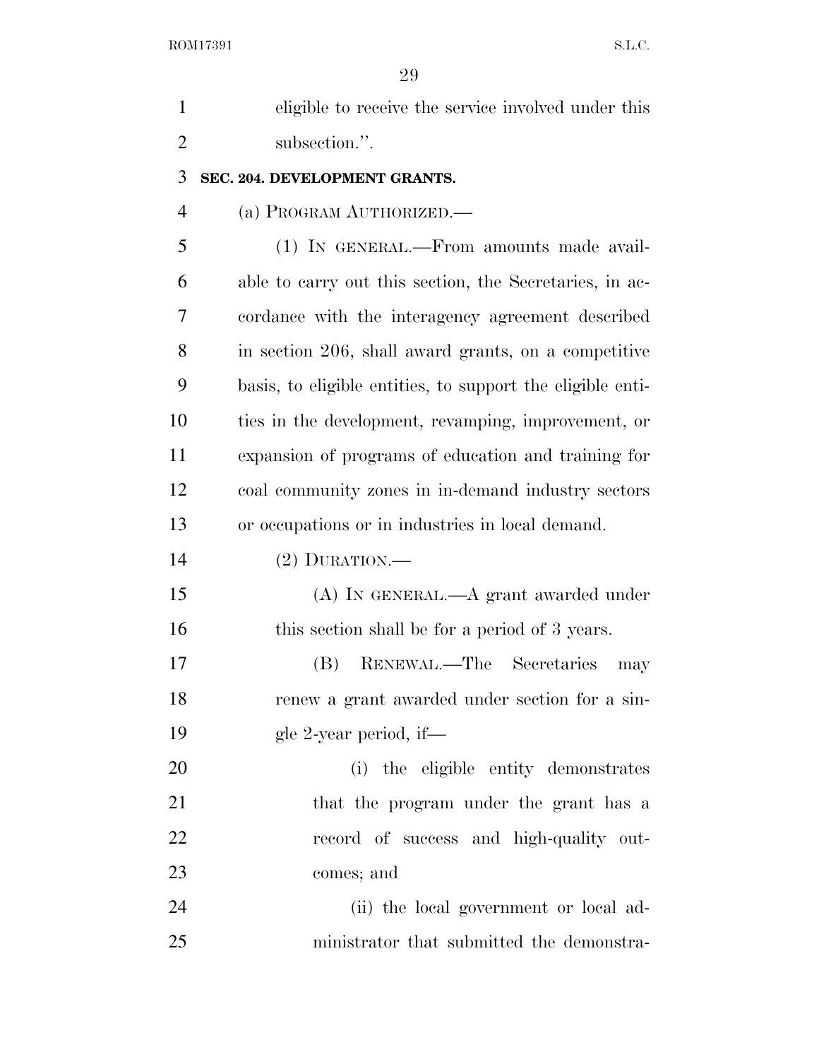eligible to receive the service involved under this subsection.''.

**SEC. 204. DEVELOPMENT GRANTS.**

(a) PROGRAM AUTHORIZED.—

(1) IN GENERAL.—From amounts made available to carry out this section, the Secretaries, in accordance with the interagency agreement described in section 206, shall award grants, on a competitive basis, to eligible entities, to support the eligible entities in the development, revamping, improvement, or expansion of programs of education and training for coal community zones in in-demand industry sectors or occupations or in industries in local demand.

(2) DURATION.—

(A) IN GENERAL.—A grant awarded under this section shall be for a period of 3 years.

(B) RENEWAL.—The Secretaries may renew a grant awarded under section for a single 2-year period, if—

(i) the eligible entity demonstrates that the program under the grant has a record of success and high-quality outcomes; and

(ii) the local government or local administrator that submitted the demonstra-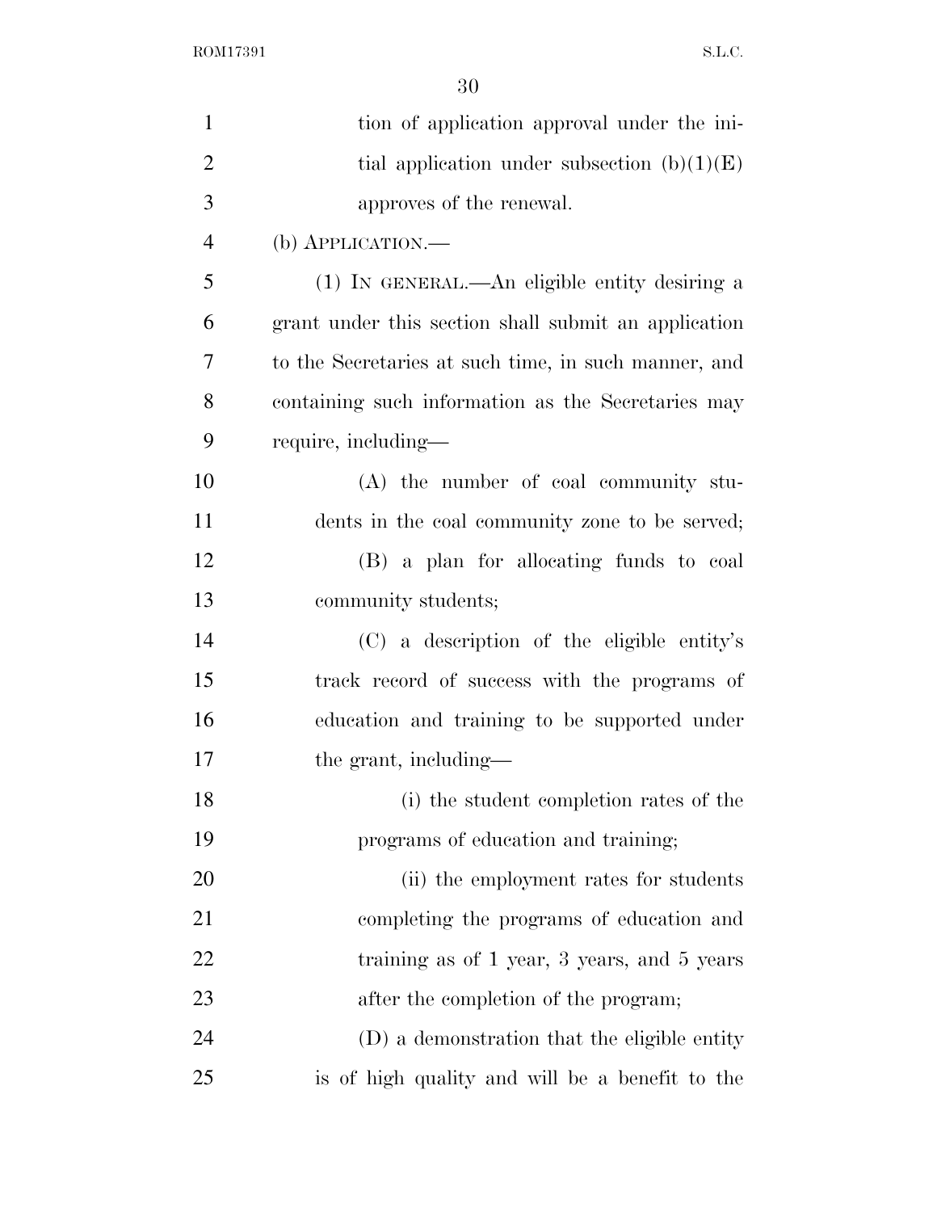tion of application approval under the initial application under subsection (b)(1)(E) approves of the renewal.

(b) APPLICATION.—

(1) IN GENERAL.—An eligible entity desiring a grant under this section shall submit an application to the Secretaries at such time, in such manner, and containing such information as the Secretaries may require, including—

(A) the number of coal community students in the coal community zone to be served;

(B) a plan for allocating funds to coal community students;

(C) a description of the eligible entity's track record of success with the programs of education and training to be supported under the grant, including—

(i) the student completion rates of the programs of education and training;

(ii) the employment rates for students completing the programs of education and training as of 1 year, 3 years, and 5 years after the completion of the program;

(D) a demonstration that the eligible entity is of high quality and will be a benefit to the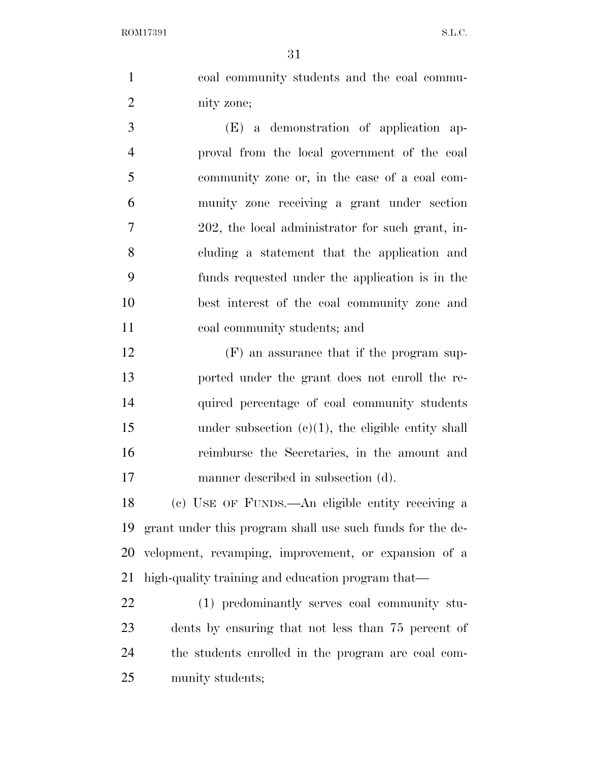coal community students and the coal community zone;

(E) a demonstration of application approval from the local government of the coal community zone or, in the case of a coal community zone receiving a grant under section 202, the local administrator for such grant, including a statement that the application and funds requested under the application is in the best interest of the coal community zone and coal community students; and

(F) an assurance that if the program supported under the grant does not enroll the required percentage of coal community students under subsection (c)(1), the eligible entity shall reimburse the Secretaries, in the amount and manner described in subsection (d).

(c) USE OF FUNDS.—An eligible entity receiving a grant under this program shall use such funds for the development, revamping, improvement, or expansion of a high-quality training and education program that—

(1) predominantly serves coal community students by ensuring that not less than 75 percent of the students enrolled in the program are coal community students;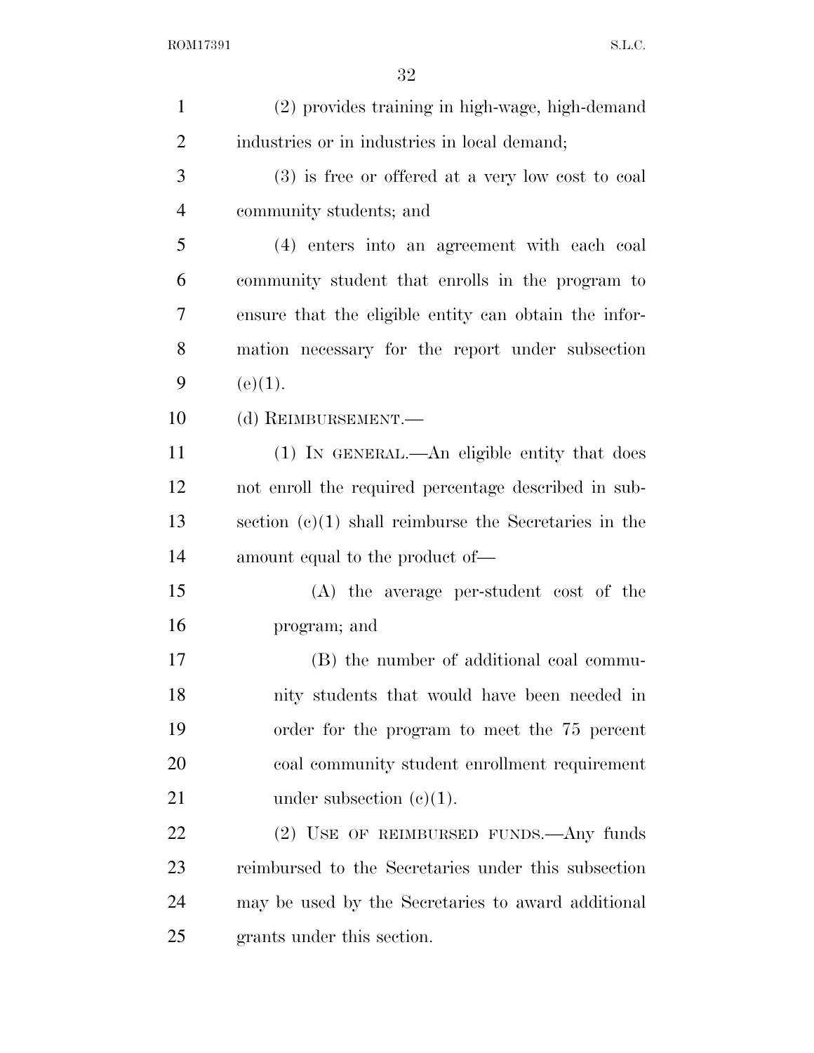(2) provides training in high-wage, high-demand industries or in industries in local demand;

(3) is free or offered at a very low cost to coal community students; and

(4) enters into an agreement with each coal community student that enrolls in the program to ensure that the eligible entity can obtain the information necessary for the report under subsection (e)(1).

(d) REIMBURSEMENT.—

(1) IN GENERAL.—An eligible entity that does not enroll the required percentage described in subsection (c)(1) shall reimburse the Secretaries in the amount equal to the product of—

(A) the average per-student cost of the program; and

(B) the number of additional coal community students that would have been needed in order for the program to meet the 75 percent coal community student enrollment requirement under subsection (c)(1).

(2) USE OF REIMBURSED FUNDS.—Any funds reimbursed to the Secretaries under this subsection may be used by the Secretaries to award additional grants under this section.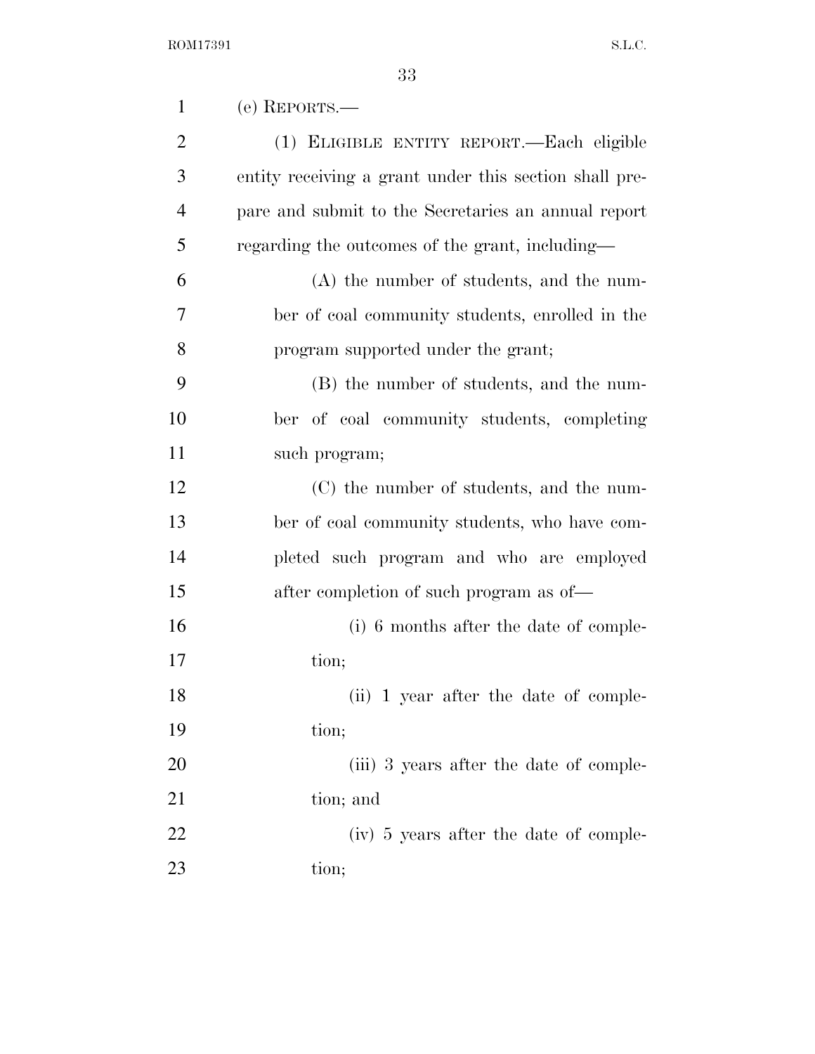(e) REPORTS.—

(1) ELIGIBLE ENTITY REPORT.—Each eligible entity receiving a grant under this section shall prepare and submit to the Secretaries an annual report regarding the outcomes of the grant, including—

(A) the number of students, and the number of coal community students, enrolled in the program supported under the grant;

(B) the number of students, and the number of coal community students, completing such program;

(C) the number of students, and the number of coal community students, who have completed such program and who are employed after completion of such program as of—

(i) 6 months after the date of completion;

(ii) 1 year after the date of completion;

(iii) 3 years after the date of completion; and

(iv) 5 years after the date of completion;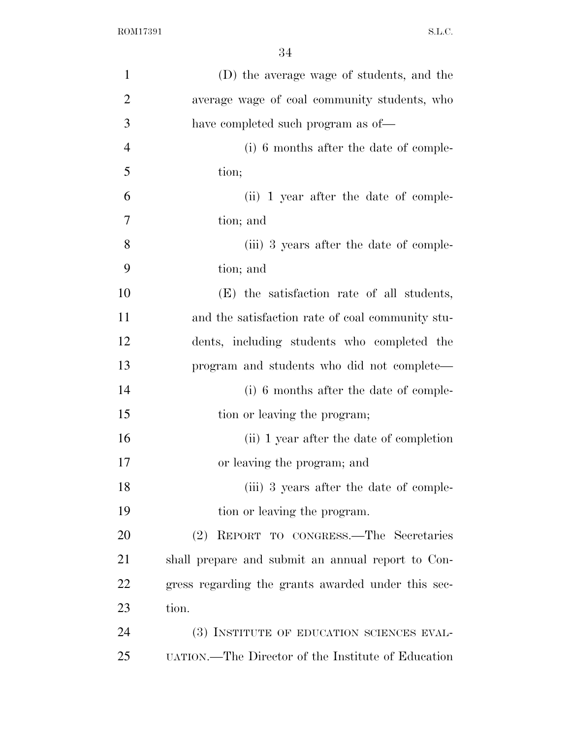(D) the average wage of students, and the average wage of coal community students, who have completed such program as of—

(i) 6 months after the date of completion;

(ii) 1 year after the date of completion; and

(iii) 3 years after the date of completion; and

(E) the satisfaction rate of all students, and the satisfaction rate of coal community students, including students who completed the program and students who did not complete—

(i) 6 months after the date of completion or leaving the program;

(ii) 1 year after the date of completion or leaving the program; and

(iii) 3 years after the date of completion or leaving the program.

(2) REPORT TO CONGRESS.—The Secretaries shall prepare and submit an annual report to Congress regarding the grants awarded under this section.

(3) INSTITUTE OF EDUCATION SCIENCES EVALUATION.—The Director of the Institute of Education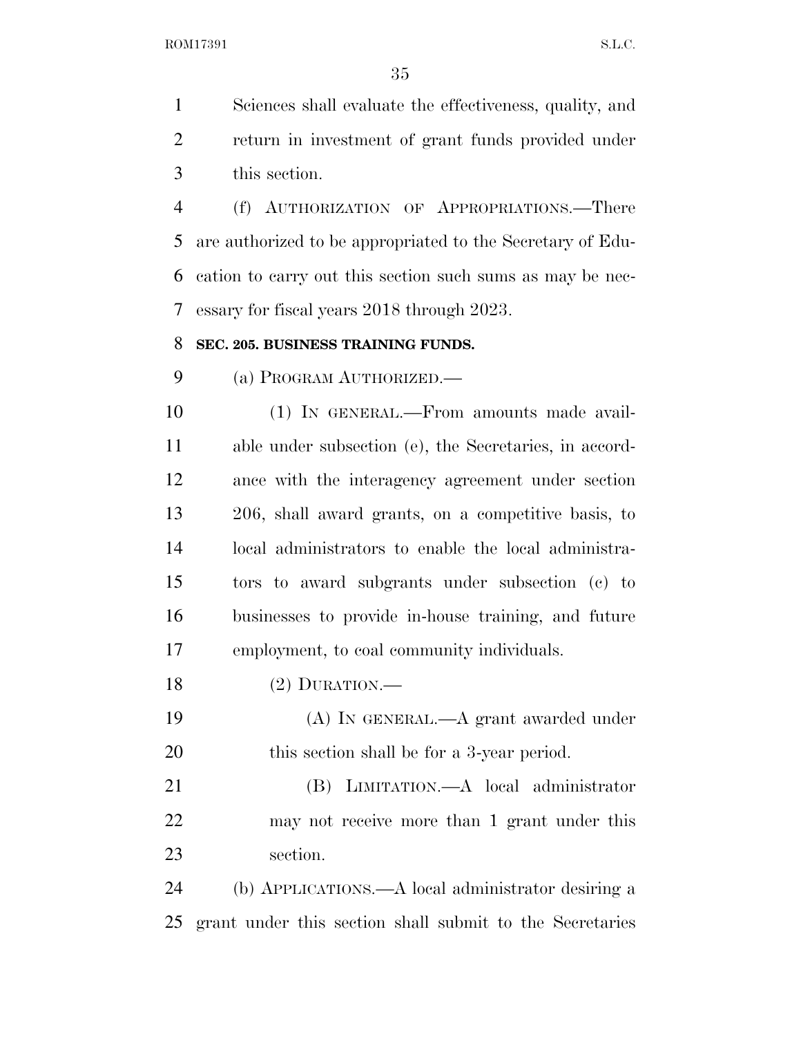Sciences shall evaluate the effectiveness, quality, and return in investment of grant funds provided under this section.

(f) AUTHORIZATION OF APPROPRIATIONS.—There are authorized to be appropriated to the Secretary of Education to carry out this section such sums as may be necessary for fiscal years 2018 through 2023.

**SEC. 205. BUSINESS TRAINING FUNDS.**

(a) PROGRAM AUTHORIZED.—

(1) IN GENERAL.—From amounts made available under subsection (e), the Secretaries, in accordance with the interagency agreement under section 206, shall award grants, on a competitive basis, to local administrators to enable the local administrators to award subgrants under subsection (c) to businesses to provide in-house training, and future employment, to coal community individuals.

(2) DURATION.—

(A) IN GENERAL.—A grant awarded under this section shall be for a 3-year period.

(B) LIMITATION.—A local administrator may not receive more than 1 grant under this section.

(b) APPLICATIONS.—A local administrator desiring a grant under this section shall submit to the Secretaries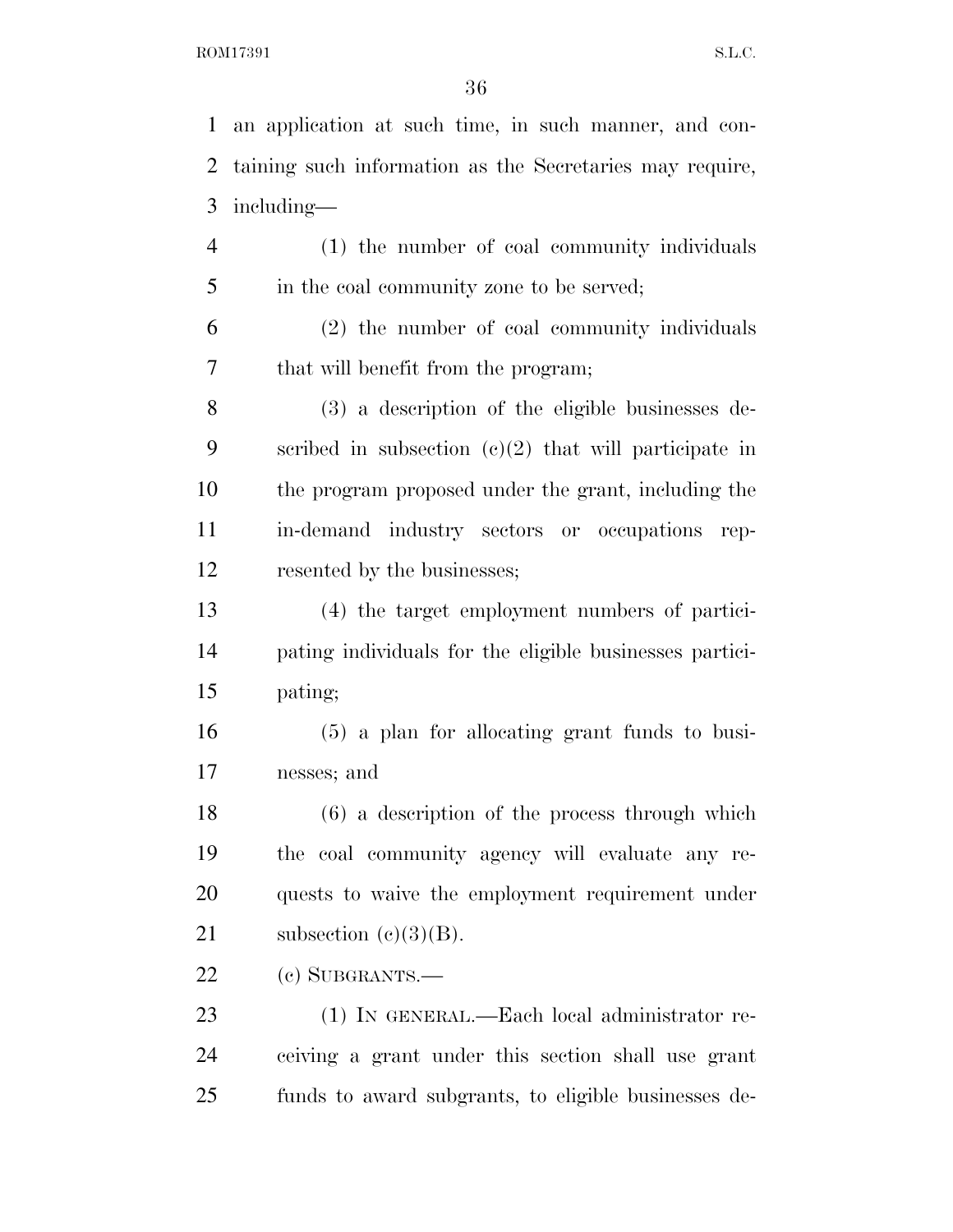an application at such time, in such manner, and containing such information as the Secretaries may require, including—

(1) the number of coal community individuals in the coal community zone to be served;

(2) the number of coal community individuals that will benefit from the program;

(3) a description of the eligible businesses described in subsection (c)(2) that will participate in the program proposed under the grant, including the in-demand industry sectors or occupations represented by the businesses;

(4) the target employment numbers of participating individuals for the eligible businesses participating;

(5) a plan for allocating grant funds to businesses; and

(6) a description of the process through which the coal community agency will evaluate any requests to waive the employment requirement under subsection (c)(3)(B).

(c) SUBGRANTS.—

(1) IN GENERAL.—Each local administrator receiving a grant under this section shall use grant funds to award subgrants, to eligible businesses de-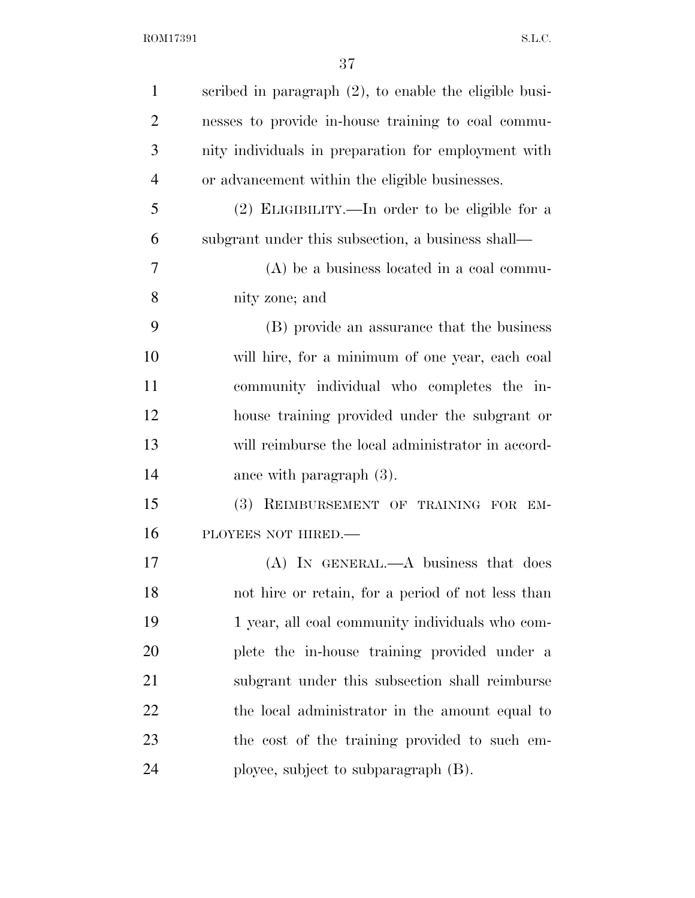scribed in paragraph (2), to enable the eligible businesses to provide in-house training to coal community individuals in preparation for employment with or advancement within the eligible businesses.

(2) ELIGIBILITY.—In order to be eligible for a subgrant under this subsection, a business shall—

(A) be a business located in a coal community zone; and

(B) provide an assurance that the business will hire, for a minimum of one year, each coal community individual who completes the in-house training provided under the subgrant or will reimburse the local administrator in accordance with paragraph (3).

(3) REIMBURSEMENT OF TRAINING FOR EMPLOYEES NOT HIRED.—

(A) IN GENERAL.—A business that does not hire or retain, for a period of not less than 1 year, all coal community individuals who complete the in-house training provided under a subgrant under this subsection shall reimburse the local administrator in the amount equal to the cost of the training provided to such employee, subject to subparagraph (B).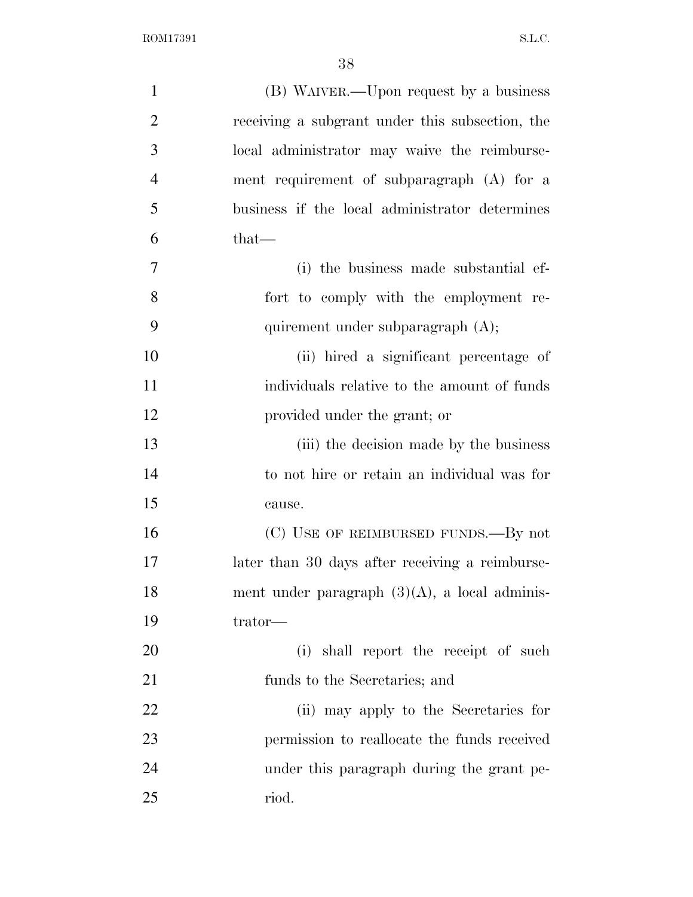(B) WAIVER.—Upon request by a business receiving a subgrant under this subsection, the local administrator may waive the reimbursement requirement of subparagraph (A) for a business if the local administrator determines that—

(i) the business made substantial effort to comply with the employment requirement under subparagraph (A);

(ii) hired a significant percentage of individuals relative to the amount of funds provided under the grant; or

(iii) the decision made by the business to not hire or retain an individual was for cause.

(C) USE OF REIMBURSED FUNDS.—By not later than 30 days after receiving a reimbursement under paragraph (3)(A), a local administrator—

(i) shall report the receipt of such funds to the Secretaries; and

(ii) may apply to the Secretaries for permission to reallocate the funds received under this paragraph during the grant period.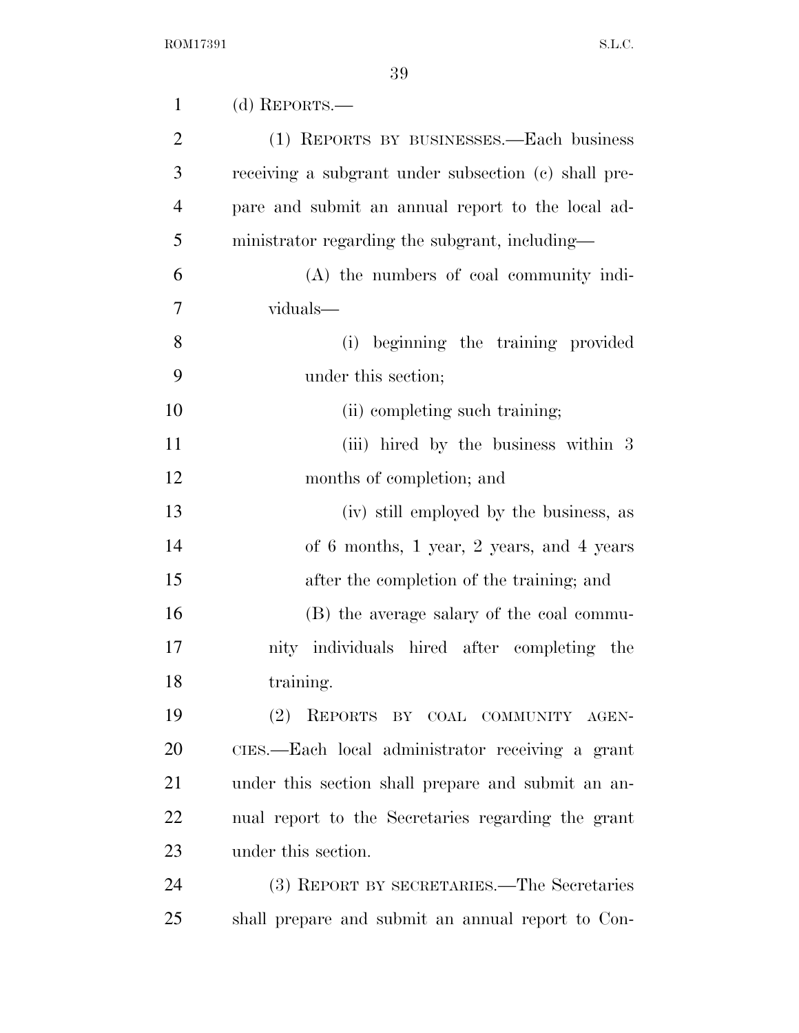(d) REPORTS.—

(1) REPORTS BY BUSINESSES.—Each business receiving a subgrant under subsection (c) shall prepare and submit an annual report to the local administrator regarding the subgrant, including—

(A) the numbers of coal community individuals—

(i) beginning the training provided under this section;

(ii) completing such training;

(iii) hired by the business within 3 months of completion; and

(iv) still employed by the business, as of 6 months, 1 year, 2 years, and 4 years after the completion of the training; and

(B) the average salary of the coal community individuals hired after completing the training.

(2) REPORTS BY COAL COMMUNITY AGENCIES.—Each local administrator receiving a grant under this section shall prepare and submit an annual report to the Secretaries regarding the grant under this section.

(3) REPORT BY SECRETARIES.—The Secretaries shall prepare and submit an annual report to Con-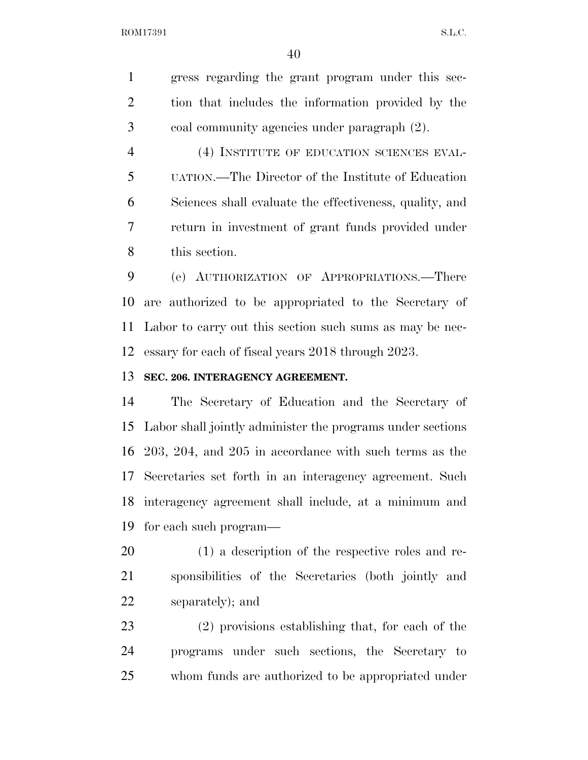gress regarding the grant program under this section that includes the information provided by the coal community agencies under paragraph (2).

(4) INSTITUTE OF EDUCATION SCIENCES EVALUATION.—The Director of the Institute of Education Sciences shall evaluate the effectiveness, quality, and return in investment of grant funds provided under this section.

(e) AUTHORIZATION OF APPROPRIATIONS.—There are authorized to be appropriated to the Secretary of Labor to carry out this section such sums as may be necessary for each of fiscal years 2018 through 2023.

**SEC. 206. INTERAGENCY AGREEMENT.**

The Secretary of Education and the Secretary of Labor shall jointly administer the programs under sections 203, 204, and 205 in accordance with such terms as the Secretaries set forth in an interagency agreement. Such interagency agreement shall include, at a minimum and for each such program—

(1) a description of the respective roles and responsibilities of the Secretaries (both jointly and separately); and

(2) provisions establishing that, for each of the programs under such sections, the Secretary to whom funds are authorized to be appropriated under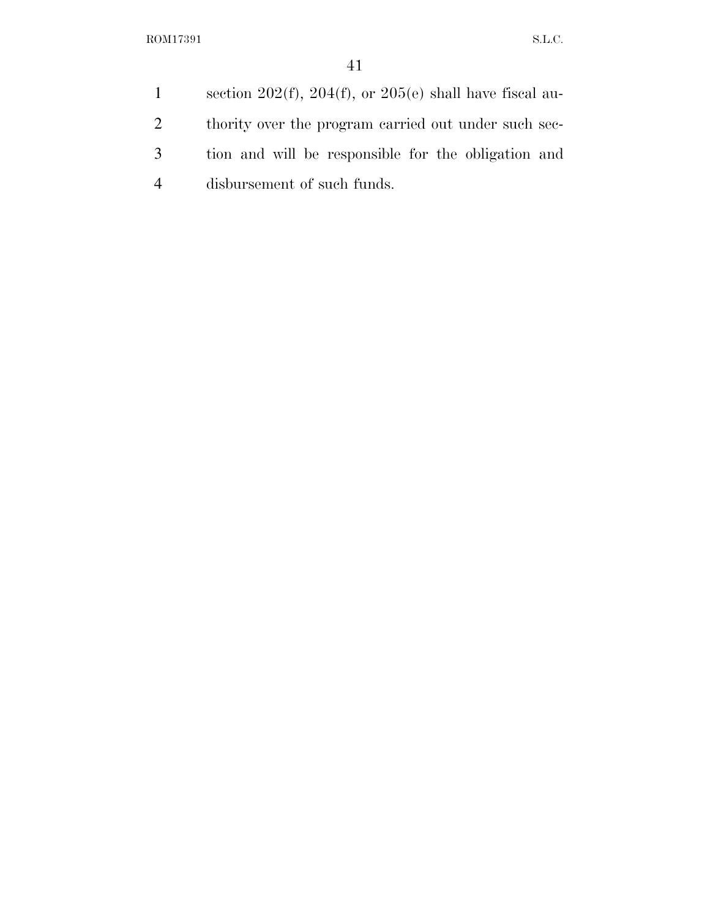section 202(f), 204(f), or 205(e) shall have fiscal authority over the program carried out under such section and will be responsible for the obligation and disbursement of such funds.